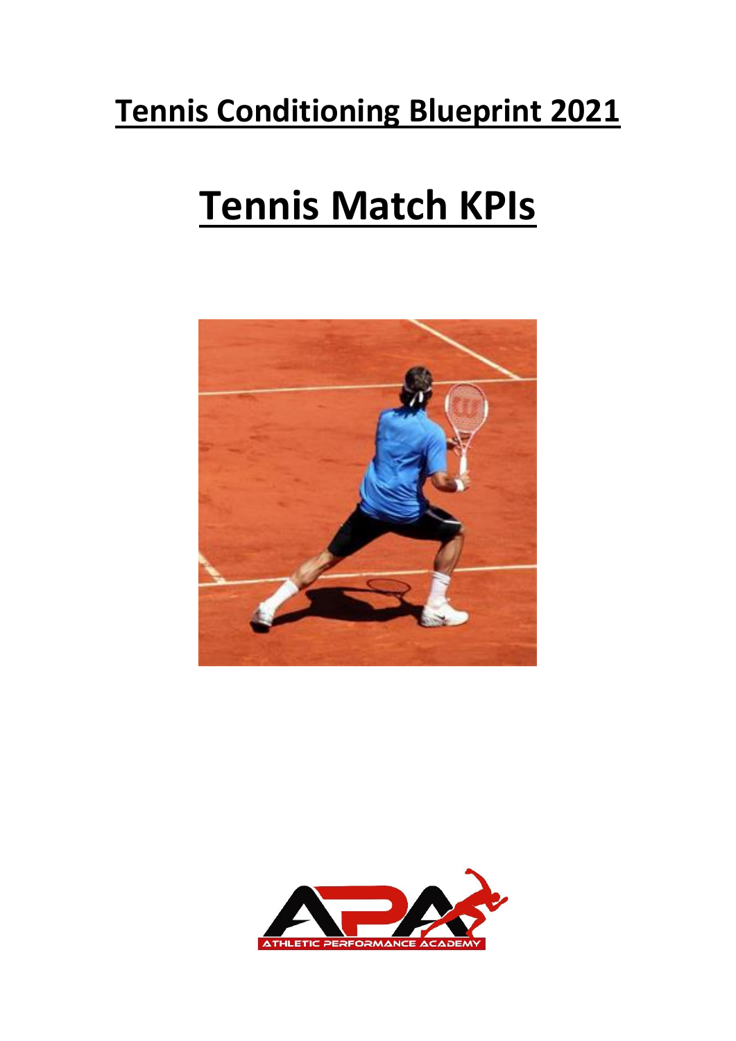# Tennis Conditioning Blueprint 2021

# Tennis Match KPIs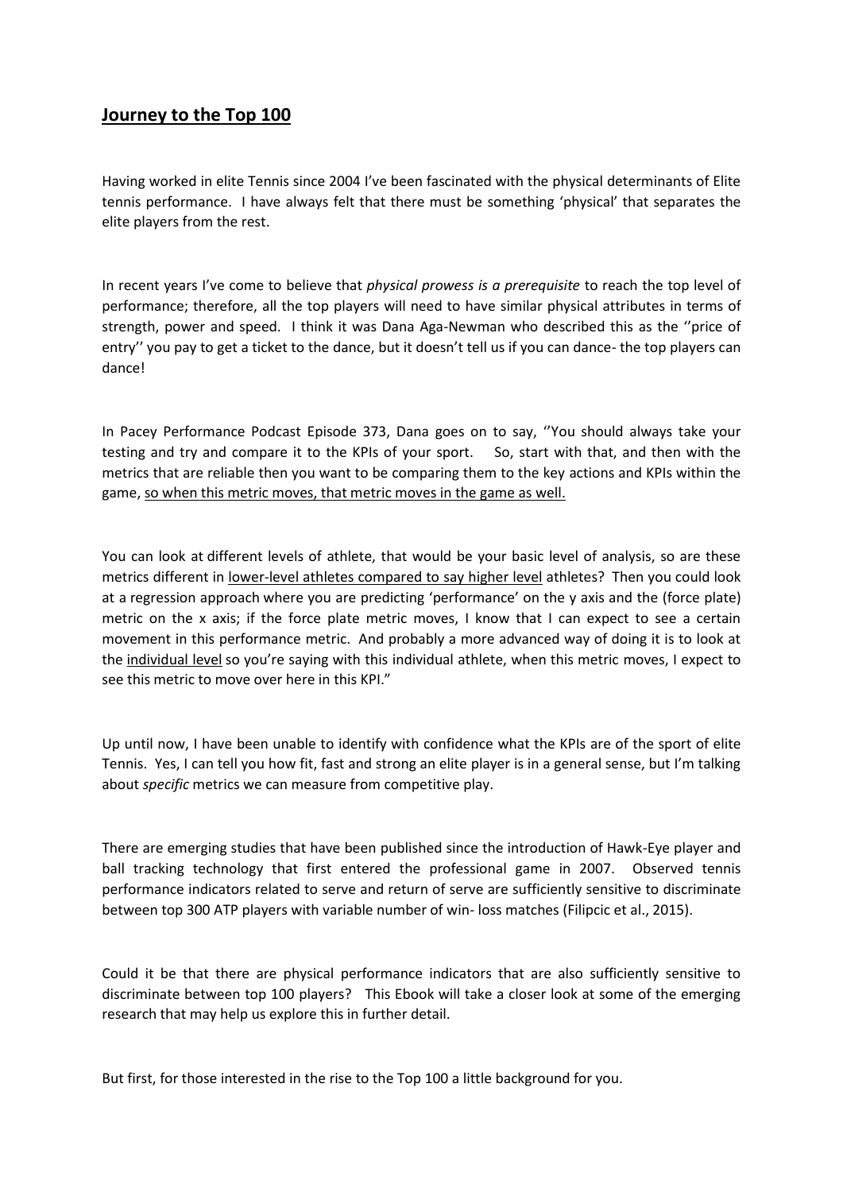## Journey to the Top 100

Having worked in elite Tennis since 2004 I've been fascinated with the physical determinants of Elite tennis performance. I have always felt that there must be something 'physical' that separates the elite players from the rest.

In recent years I've come to believe that *physical prowess is a prerequisite* to reach the top level of performance; therefore, all the top players will need to have similar physical attributes in terms of strength, power and speed. I think it was Dana Aga-Newman who described this as the ''price of entry'' you pay to get a ticket to the dance, but it doesn't tell us if you can dance- the top players can dance!

In Pacey Performance Podcast Episode 373, Dana goes on to say, ''You should always take your testing and try and compare it to the KPIs of your sport. So, start with that, and then with the metrics that are reliable then you want to be comparing them to the key actions and KPIs within the game, <u>so when this metric moves, that metric moves in the game as well.</u>

You can look at different levels of athlete, that would be your basic level of analysis, so are these metrics different in <u>lower-level athletes compared to say higher level</u> athletes? Then you could look at a regression approach where you are predicting 'performance' on the y axis and the (force plate) metric on the x axis; if the force plate metric moves, I know that I can expect to see a certain movement in this performance metric. And probably a more advanced way of doing it is to look at the <u>individual level</u> so you're saying with this individual athlete, when this metric moves, I expect to see this metric to move over here in this KPI."

Up until now, I have been unable to identify with confidence what the KPIs are of the sport of elite Tennis. Yes, I can tell you how fit, fast and strong an elite player is in a general sense, but I'm talking about *specific* metrics we can measure from competitive play.

There are emerging studies that have been published since the introduction of Hawk-Eye player and ball tracking technology that first entered the professional game in 2007. Observed tennis performance indicators related to serve and return of serve are sufficiently sensitive to discriminate between top 300 ATP players with variable number of win- loss matches (Filipcic et al., 2015).

Could it be that there are physical performance indicators that are also sufficiently sensitive to discriminate between top 100 players? This Ebook will take a closer look at some of the emerging research that may help us explore this in further detail.

But first, for those interested in the rise to the Top 100 a little background for you.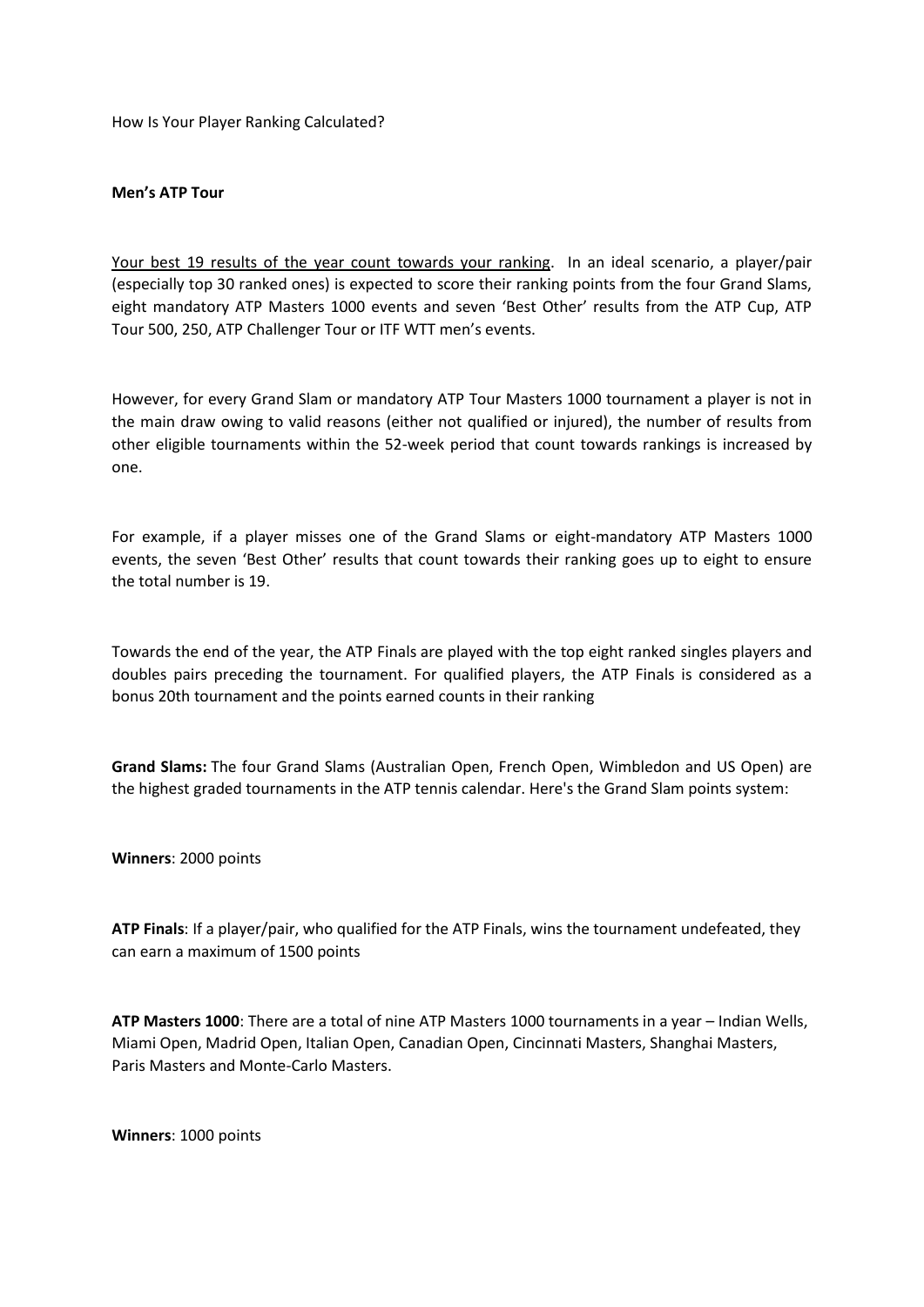How Is Your Player Ranking Calculated?

**Men's ATP Tour**

<u>Your best 19 results of the year count towards your ranking</u>. In an ideal scenario, a player/pair (especially top 30 ranked ones) is expected to score their ranking points from the four Grand Slams, eight mandatory ATP Masters 1000 events and seven 'Best Other' results from the ATP Cup, ATP Tour 500, 250, ATP Challenger Tour or ITF WTT men's events.

However, for every Grand Slam or mandatory ATP Tour Masters 1000 tournament a player is not in the main draw owing to valid reasons (either not qualified or injured), the number of results from other eligible tournaments within the 52-week period that count towards rankings is increased by one.

For example, if a player misses one of the Grand Slams or eight-mandatory ATP Masters 1000 events, the seven 'Best Other' results that count towards their ranking goes up to eight to ensure the total number is 19.

Towards the end of the year, the ATP Finals are played with the top eight ranked singles players and doubles pairs preceding the tournament. For qualified players, the ATP Finals is considered as a bonus 20th tournament and the points earned counts in their ranking

**Grand Slams:** The four Grand Slams (Australian Open, French Open, Wimbledon and US Open) are the highest graded tournaments in the ATP tennis calendar. Here's the Grand Slam points system:

**Winners**: 2000 points

**ATP Finals**: If a player/pair, who qualified for the ATP Finals, wins the tournament undefeated, they can earn a maximum of 1500 points

**ATP Masters 1000**: There are a total of nine ATP Masters 1000 tournaments in a year – Indian Wells, Miami Open, Madrid Open, Italian Open, Canadian Open, Cincinnati Masters, Shanghai Masters, Paris Masters and Monte-Carlo Masters.

**Winners**: 1000 points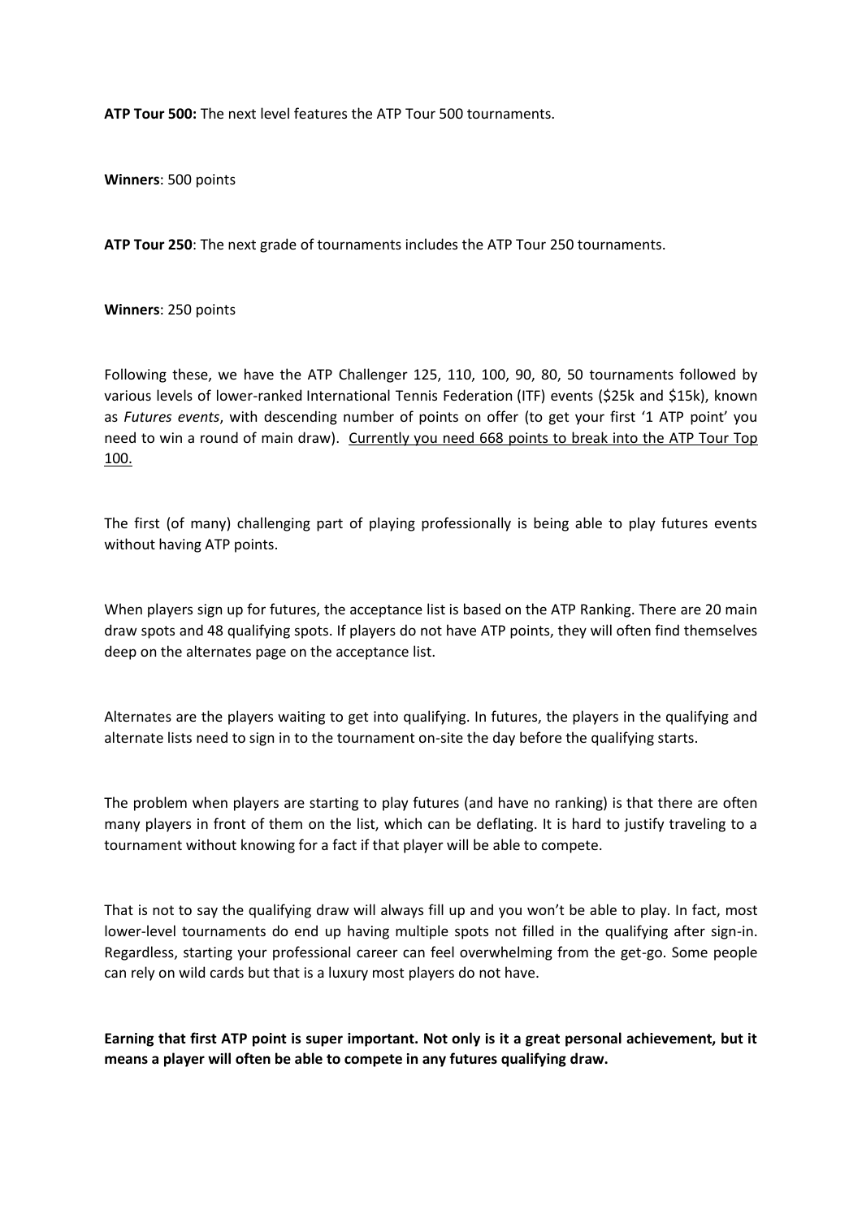**ATP Tour 500:** The next level features the ATP Tour 500 tournaments.

**Winners**: 500 points

**ATP Tour 250**: The next grade of tournaments includes the ATP Tour 250 tournaments.

**Winners**: 250 points

Following these, we have the ATP Challenger 125, 110, 100, 90, 80, 50 tournaments followed by various levels of lower-ranked International Tennis Federation (ITF) events ($25k and $15k), known as *Futures events*, with descending number of points on offer (to get your first '1 ATP point' you need to win a round of main draw). <u>Currently you need 668 points to break into the ATP Tour Top 100.</u>

The first (of many) challenging part of playing professionally is being able to play futures events without having ATP points.

When players sign up for futures, the acceptance list is based on the ATP Ranking. There are 20 main draw spots and 48 qualifying spots. If players do not have ATP points, they will often find themselves deep on the alternates page on the acceptance list.

Alternates are the players waiting to get into qualifying. In futures, the players in the qualifying and alternate lists need to sign in to the tournament on-site the day before the qualifying starts.

The problem when players are starting to play futures (and have no ranking) is that there are often many players in front of them on the list, which can be deflating. It is hard to justify traveling to a tournament without knowing for a fact if that player will be able to compete.

That is not to say the qualifying draw will always fill up and you won't be able to play. In fact, most lower-level tournaments do end up having multiple spots not filled in the qualifying after sign-in. Regardless, starting your professional career can feel overwhelming from the get-go. Some people can rely on wild cards but that is a luxury most players do not have.

**Earning that first ATP point is super important. Not only is it a great personal achievement, but it means a player will often be able to compete in any futures qualifying draw.**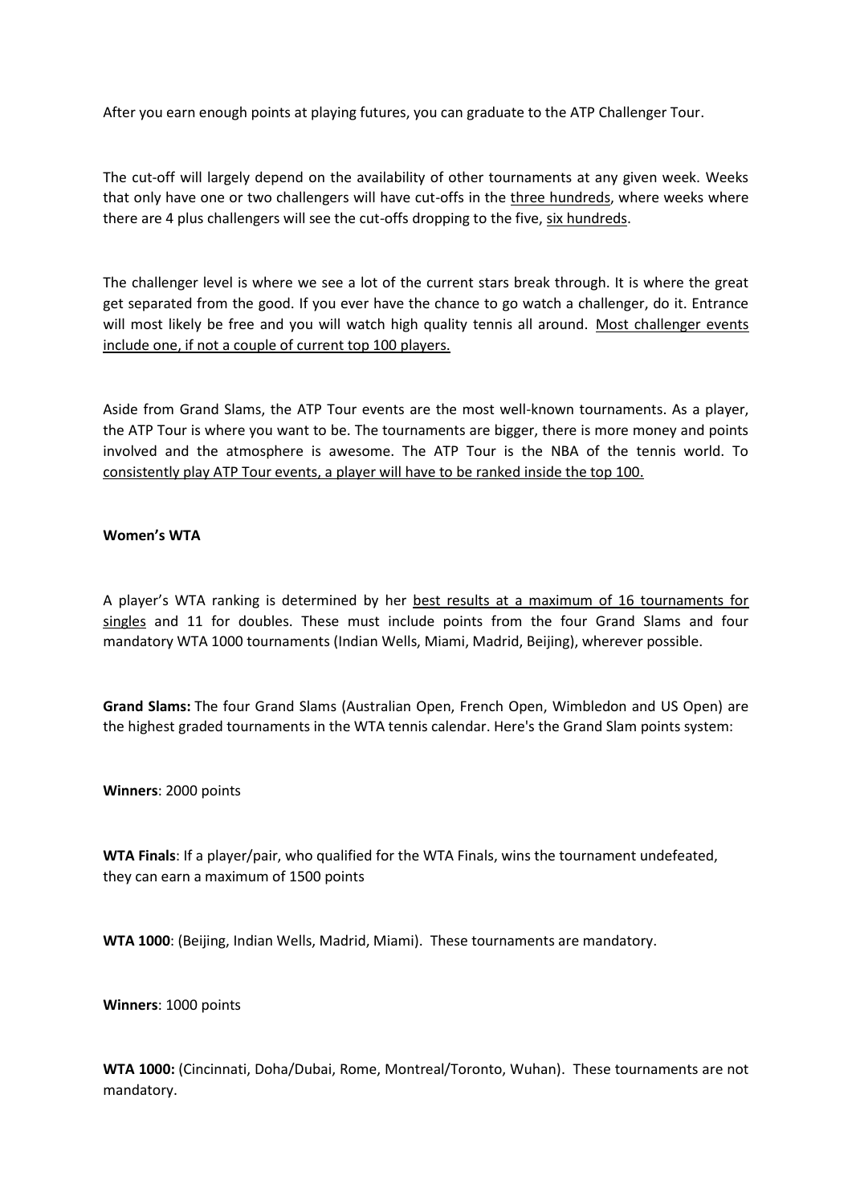After you earn enough points at playing futures, you can graduate to the ATP Challenger Tour.

The cut-off will largely depend on the availability of other tournaments at any given week. Weeks that only have one or two challengers will have cut-offs in the three hundreds, where weeks where there are 4 plus challengers will see the cut-offs dropping to the five, six hundreds.

The challenger level is where we see a lot of the current stars break through. It is where the great get separated from the good. If you ever have the chance to go watch a challenger, do it. Entrance will most likely be free and you will watch high quality tennis all around. Most challenger events include one, if not a couple of current top 100 players.

Aside from Grand Slams, the ATP Tour events are the most well-known tournaments. As a player, the ATP Tour is where you want to be. The tournaments are bigger, there is more money and points involved and the atmosphere is awesome. The ATP Tour is the NBA of the tennis world. To consistently play ATP Tour events, a player will have to be ranked inside the top 100.

**Women's WTA**

A player's WTA ranking is determined by her best results at a maximum of 16 tournaments for singles and 11 for doubles. These must include points from the four Grand Slams and four mandatory WTA 1000 tournaments (Indian Wells, Miami, Madrid, Beijing), wherever possible.

**Grand Slams:** The four Grand Slams (Australian Open, French Open, Wimbledon and US Open) are the highest graded tournaments in the WTA tennis calendar. Here's the Grand Slam points system:

**Winners**: 2000 points

**WTA Finals**: If a player/pair, who qualified for the WTA Finals, wins the tournament undefeated, they can earn a maximum of 1500 points

**WTA 1000**: (Beijing, Indian Wells, Madrid, Miami). These tournaments are mandatory.

**Winners**: 1000 points

**WTA 1000:** (Cincinnati, Doha/Dubai, Rome, Montreal/Toronto, Wuhan). These tournaments are not mandatory.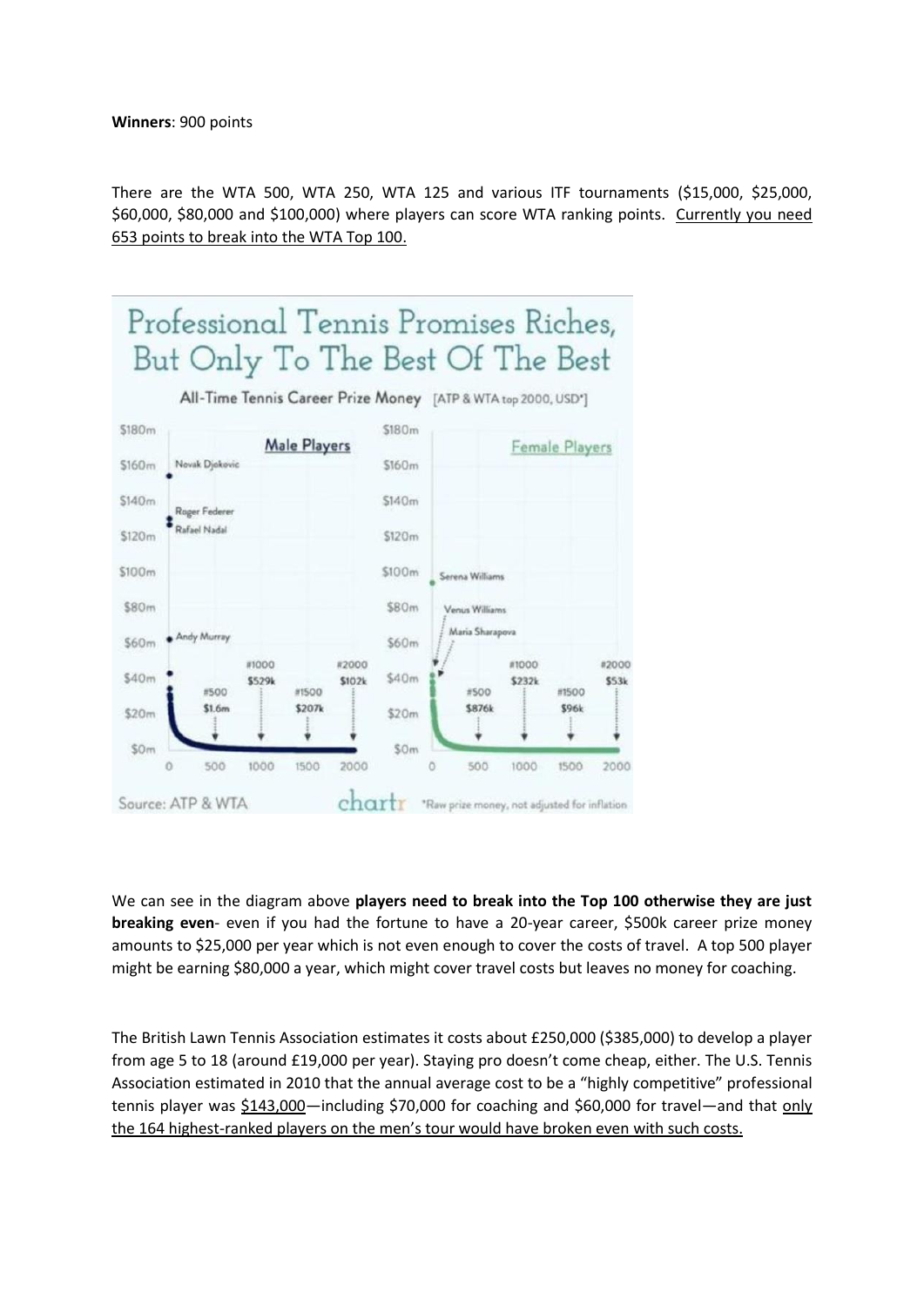**Winners**: 900 points

There are the WTA 500, WTA 250, WTA 125 and various ITF tournaments ($15,000, $25,000, $60,000, $80,000 and $100,000) where players can score WTA ranking points. Currently you need 653 points to break into the WTA Top 100.

Professional Tennis Promises Riches, But Only To The Best Of The Best

All-Time Tennis Career Prize Money [ATP & WTA top 2000, USD*]

Source: ATP & WTA

chartr *Raw prize money, not adjusted for inflation

We can see in the diagram above **players need to break into the Top 100 otherwise they are just breaking even**- even if you had the fortune to have a 20-year career, $500k career prize money amounts to $25,000 per year which is not even enough to cover the costs of travel. A top 500 player might be earning $80,000 a year, which might cover travel costs but leaves no money for coaching.

The British Lawn Tennis Association estimates it costs about £250,000 ($385,000) to develop a player from age 5 to 18 (around £19,000 per year). Staying pro doesn't come cheap, either. The U.S. Tennis Association estimated in 2010 that the annual average cost to be a "highly competitive" professional tennis player was $143,000—including $70,000 for coaching and $60,000 for travel—and that only the 164 highest-ranked players on the men's tour would have broken even with such costs.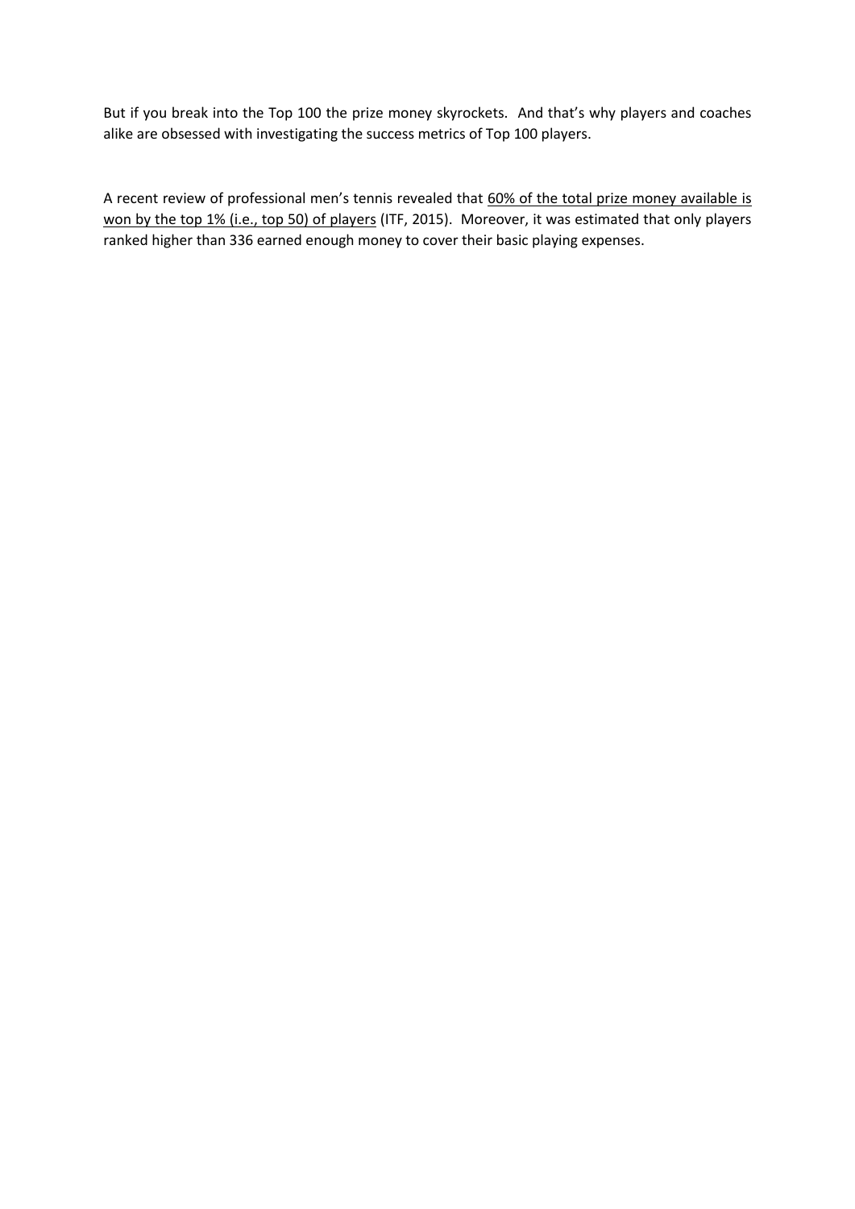But if you break into the Top 100 the prize money skyrockets. And that's why players and coaches alike are obsessed with investigating the success metrics of Top 100 players.

A recent review of professional men's tennis revealed that <u>60% of the total prize money available is won by the top 1% (i.e., top 50) of players</u> (ITF, 2015). Moreover, it was estimated that only players ranked higher than 336 earned enough money to cover their basic playing expenses.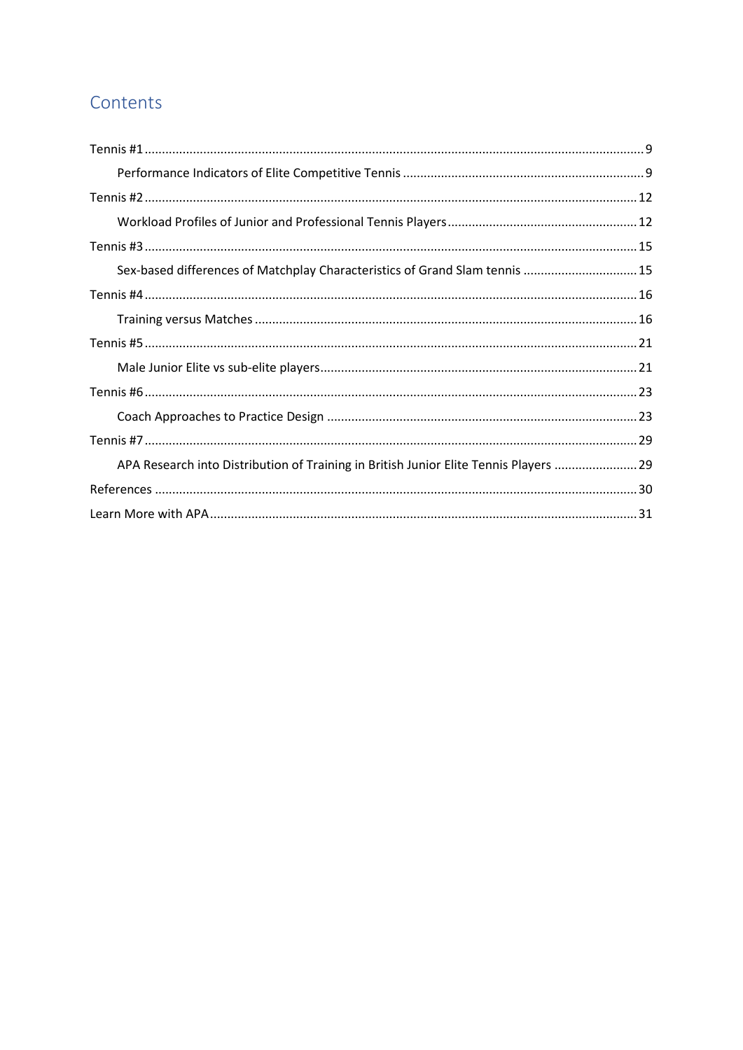## Contents

- Tennis #1 ........ 9
  - Performance Indicators of Elite Competitive Tennis ........ 9
- Tennis #2 ........ 12
  - Workload Profiles of Junior and Professional Tennis Players ........ 12
- Tennis #3 ........ 15
  - Sex-based differences of Matchplay Characteristics of Grand Slam tennis ........ 15
- Tennis #4 ........ 16
  - Training versus Matches ........ 16
- Tennis #5 ........ 21
  - Male Junior Elite vs sub-elite players ........ 21
- Tennis #6 ........ 23
  - Coach Approaches to Practice Design ........ 23
- Tennis #7 ........ 29
  - APA Research into Distribution of Training in British Junior Elite Tennis Players ........ 29
- References ........ 30
- Learn More with APA ........ 31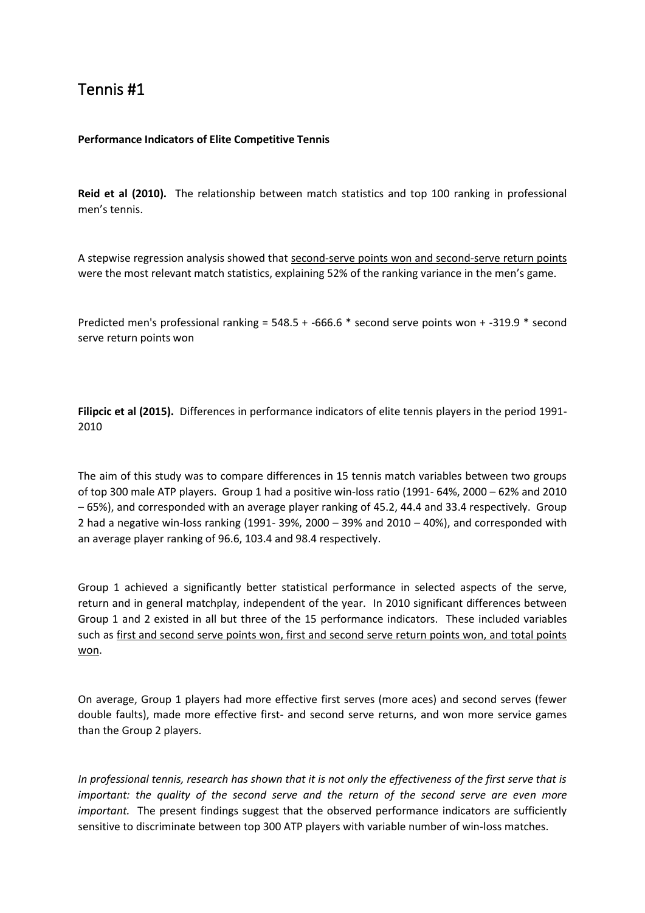# Tennis #1

**Performance Indicators of Elite Competitive Tennis**

**Reid et al (2010).** The relationship between match statistics and top 100 ranking in professional men's tennis.

A stepwise regression analysis showed that <u>second-serve points won and second-serve return points</u> were the most relevant match statistics, explaining 52% of the ranking variance in the men's game.

Predicted men's professional ranking = 548.5 + -666.6 * second serve points won + -319.9 * second serve return points won

**Filipcic et al (2015).** Differences in performance indicators of elite tennis players in the period 1991-2010

The aim of this study was to compare differences in 15 tennis match variables between two groups of top 300 male ATP players. Group 1 had a positive win-loss ratio (1991- 64%, 2000 – 62% and 2010 – 65%), and corresponded with an average player ranking of 45.2, 44.4 and 33.4 respectively. Group 2 had a negative win-loss ranking (1991- 39%, 2000 – 39% and 2010 – 40%), and corresponded with an average player ranking of 96.6, 103.4 and 98.4 respectively.

Group 1 achieved a significantly better statistical performance in selected aspects of the serve, return and in general matchplay, independent of the year. In 2010 significant differences between Group 1 and 2 existed in all but three of the 15 performance indicators. These included variables such as <u>first and second serve points won, first and second serve return points won, and total points won</u>.

On average, Group 1 players had more effective first serves (more aces) and second serves (fewer double faults), made more effective first- and second serve returns, and won more service games than the Group 2 players.

*In professional tennis, research has shown that it is not only the effectiveness of the first serve that is important: the quality of the second serve and the return of the second serve are even more important.* The present findings suggest that the observed performance indicators are sufficiently sensitive to discriminate between top 300 ATP players with variable number of win-loss matches.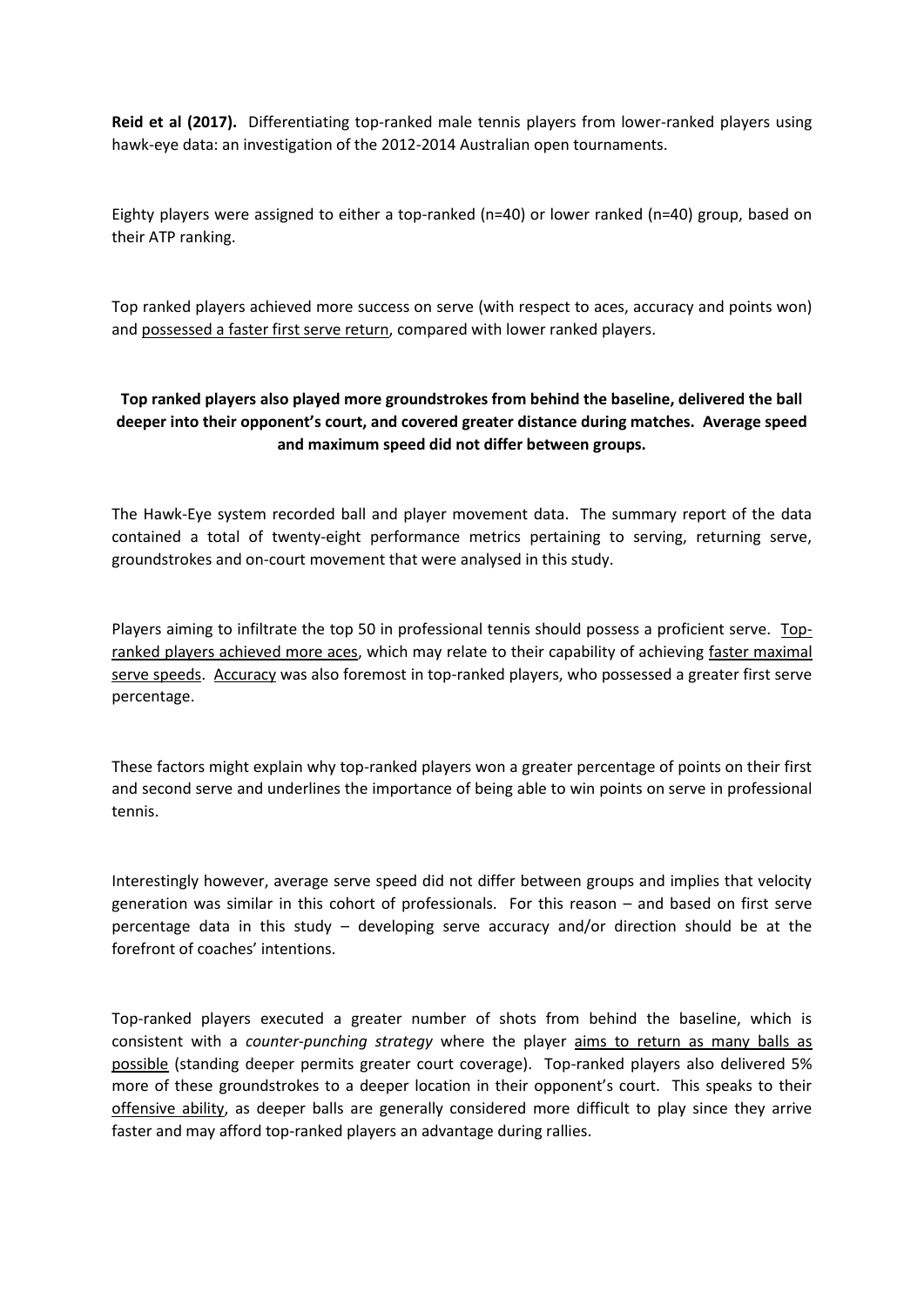**Reid et al (2017).** Differentiating top-ranked male tennis players from lower-ranked players using hawk-eye data: an investigation of the 2012-2014 Australian open tournaments.

Eighty players were assigned to either a top-ranked (n=40) or lower ranked (n=40) group, based on their ATP ranking.

Top ranked players achieved more success on serve (with respect to aces, accuracy and points won) and <u>possessed a faster first serve return</u>, compared with lower ranked players.

**Top ranked players also played more groundstrokes from behind the baseline, delivered the ball deeper into their opponent's court, and covered greater distance during matches. Average speed and maximum speed did not differ between groups.**

The Hawk-Eye system recorded ball and player movement data. The summary report of the data contained a total of twenty-eight performance metrics pertaining to serving, returning serve, groundstrokes and on-court movement that were analysed in this study.

Players aiming to infiltrate the top 50 in professional tennis should possess a proficient serve. <u>Top-ranked players achieved more aces</u>, which may relate to their capability of achieving <u>faster maximal serve speeds</u>. <u>Accuracy</u> was also foremost in top-ranked players, who possessed a greater first serve percentage.

These factors might explain why top-ranked players won a greater percentage of points on their first and second serve and underlines the importance of being able to win points on serve in professional tennis.

Interestingly however, average serve speed did not differ between groups and implies that velocity generation was similar in this cohort of professionals. For this reason – and based on first serve percentage data in this study – developing serve accuracy and/or direction should be at the forefront of coaches' intentions.

Top-ranked players executed a greater number of shots from behind the baseline, which is consistent with a *counter-punching strategy* where the player <u>aims to return as many balls as possible</u> (standing deeper permits greater court coverage). Top-ranked players also delivered 5% more of these groundstrokes to a deeper location in their opponent's court. This speaks to their <u>offensive ability</u>, as deeper balls are generally considered more difficult to play since they arrive faster and may afford top-ranked players an advantage during rallies.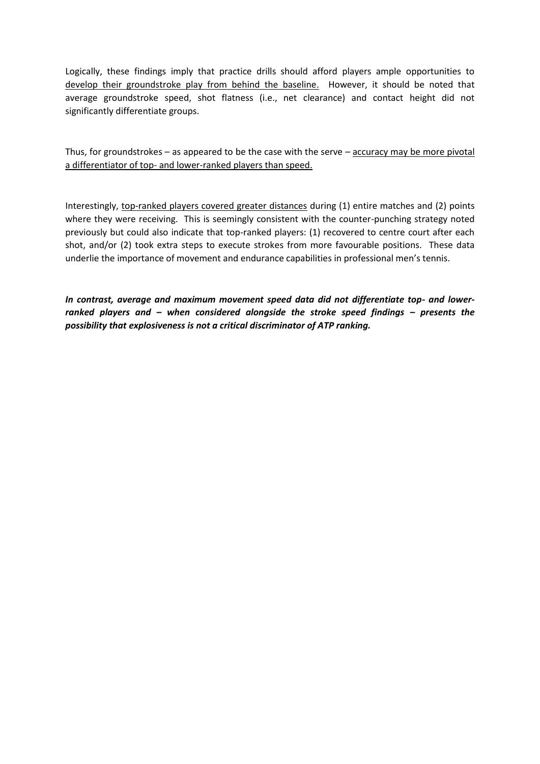Logically, these findings imply that practice drills should afford players ample opportunities to <u>develop their groundstroke play from behind the baseline.</u> However, it should be noted that average groundstroke speed, shot flatness (i.e., net clearance) and contact height did not significantly differentiate groups.

Thus, for groundstrokes – as appeared to be the case with the serve – <u>accuracy may be more pivotal a differentiator of top- and lower-ranked players than speed.</u>

Interestingly, <u>top-ranked players covered greater distances</u> during (1) entire matches and (2) points where they were receiving. This is seemingly consistent with the counter-punching strategy noted previously but could also indicate that top-ranked players: (1) recovered to centre court after each shot, and/or (2) took extra steps to execute strokes from more favourable positions. These data underlie the importance of movement and endurance capabilities in professional men's tennis.

***In contrast, average and maximum movement speed data did not differentiate top- and lower-ranked players and – when considered alongside the stroke speed findings – presents the possibility that explosiveness is not a critical discriminator of ATP ranking.***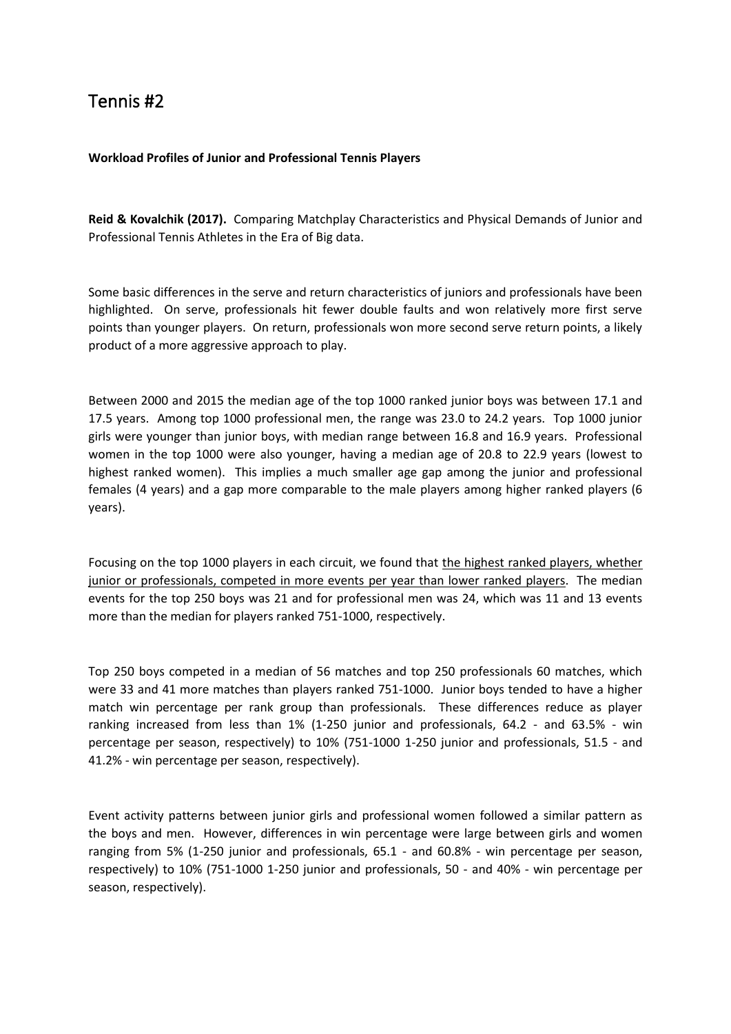# Tennis #2

**Workload Profiles of Junior and Professional Tennis Players**

**Reid & Kovalchik (2017).** Comparing Matchplay Characteristics and Physical Demands of Junior and Professional Tennis Athletes in the Era of Big data.

Some basic differences in the serve and return characteristics of juniors and professionals have been highlighted. On serve, professionals hit fewer double faults and won relatively more first serve points than younger players. On return, professionals won more second serve return points, a likely product of a more aggressive approach to play.

Between 2000 and 2015 the median age of the top 1000 ranked junior boys was between 17.1 and 17.5 years. Among top 1000 professional men, the range was 23.0 to 24.2 years. Top 1000 junior girls were younger than junior boys, with median range between 16.8 and 16.9 years. Professional women in the top 1000 were also younger, having a median age of 20.8 to 22.9 years (lowest to highest ranked women). This implies a much smaller age gap among the junior and professional females (4 years) and a gap more comparable to the male players among higher ranked players (6 years).

Focusing on the top 1000 players in each circuit, we found that <u>the highest ranked players, whether junior or professionals, competed in more events per year than lower ranked players</u>. The median events for the top 250 boys was 21 and for professional men was 24, which was 11 and 13 events more than the median for players ranked 751-1000, respectively.

Top 250 boys competed in a median of 56 matches and top 250 professionals 60 matches, which were 33 and 41 more matches than players ranked 751-1000. Junior boys tended to have a higher match win percentage per rank group than professionals. These differences reduce as player ranking increased from less than 1% (1-250 junior and professionals, 64.2 - and 63.5% - win percentage per season, respectively) to 10% (751-1000 1-250 junior and professionals, 51.5 - and 41.2% - win percentage per season, respectively).

Event activity patterns between junior girls and professional women followed a similar pattern as the boys and men. However, differences in win percentage were large between girls and women ranging from 5% (1-250 junior and professionals, 65.1 - and 60.8% - win percentage per season, respectively) to 10% (751-1000 1-250 junior and professionals, 50 - and 40% - win percentage per season, respectively).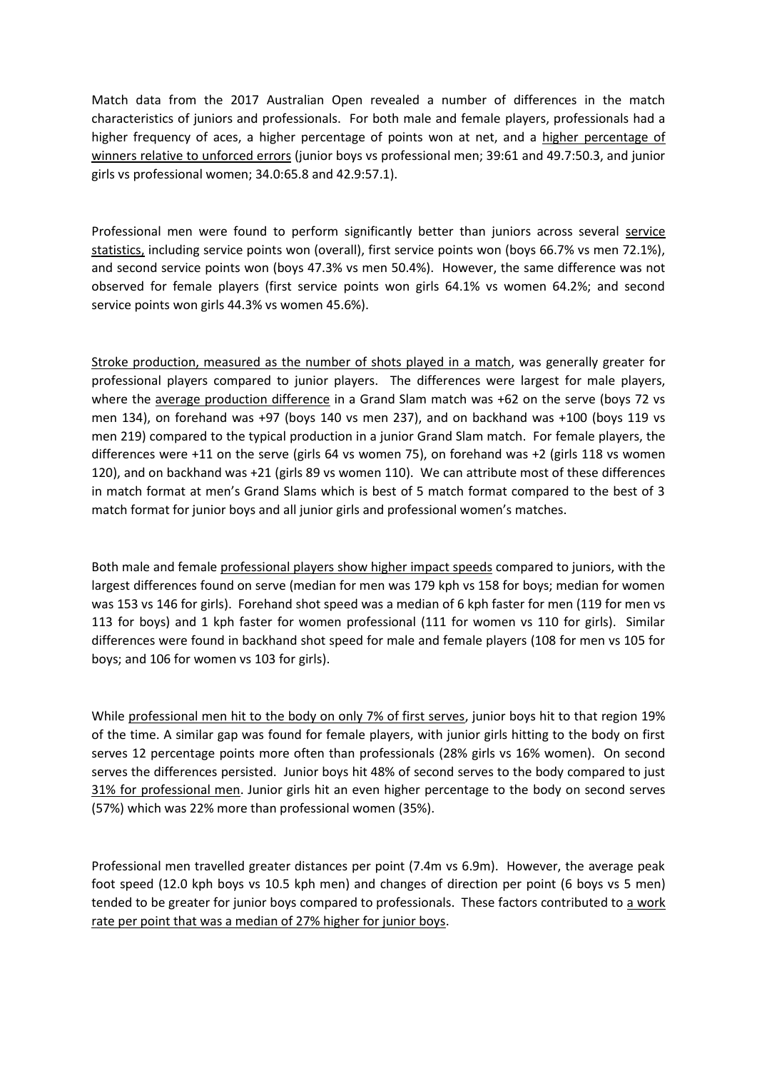Match data from the 2017 Australian Open revealed a number of differences in the match characteristics of juniors and professionals. For both male and female players, professionals had a higher frequency of aces, a higher percentage of points won at net, and a <u>higher percentage of winners relative to unforced errors</u> (junior boys vs professional men; 39:61 and 49.7:50.3, and junior girls vs professional women; 34.0:65.8 and 42.9:57.1).

Professional men were found to perform significantly better than juniors across several <u>service statistics,</u> including service points won (overall), first service points won (boys 66.7% vs men 72.1%), and second service points won (boys 47.3% vs men 50.4%). However, the same difference was not observed for female players (first service points won girls 64.1% vs women 64.2%; and second service points won girls 44.3% vs women 45.6%).

<u>Stroke production, measured as the number of shots played in a match</u>, was generally greater for professional players compared to junior players. The differences were largest for male players, where the <u>average production difference</u> in a Grand Slam match was +62 on the serve (boys 72 vs men 134), on forehand was +97 (boys 140 vs men 237), and on backhand was +100 (boys 119 vs men 219) compared to the typical production in a junior Grand Slam match. For female players, the differences were +11 on the serve (girls 64 vs women 75), on forehand was +2 (girls 118 vs women 120), and on backhand was +21 (girls 89 vs women 110). We can attribute most of these differences in match format at men's Grand Slams which is best of 5 match format compared to the best of 3 match format for junior boys and all junior girls and professional women's matches.

Both male and female <u>professional players show higher impact speeds</u> compared to juniors, with the largest differences found on serve (median for men was 179 kph vs 158 for boys; median for women was 153 vs 146 for girls). Forehand shot speed was a median of 6 kph faster for men (119 for men vs 113 for boys) and 1 kph faster for women professional (111 for women vs 110 for girls). Similar differences were found in backhand shot speed for male and female players (108 for men vs 105 for boys; and 106 for women vs 103 for girls).

While <u>professional men hit to the body on only 7% of first serves</u>, junior boys hit to that region 19% of the time. A similar gap was found for female players, with junior girls hitting to the body on first serves 12 percentage points more often than professionals (28% girls vs 16% women). On second serves the differences persisted. Junior boys hit 48% of second serves to the body compared to just <u>31% for professional men</u>. Junior girls hit an even higher percentage to the body on second serves (57%) which was 22% more than professional women (35%).

Professional men travelled greater distances per point (7.4m vs 6.9m). However, the average peak foot speed (12.0 kph boys vs 10.5 kph men) and changes of direction per point (6 boys vs 5 men) tended to be greater for junior boys compared to professionals. These factors contributed to <u>a work rate per point that was a median of 27% higher for junior boys</u>.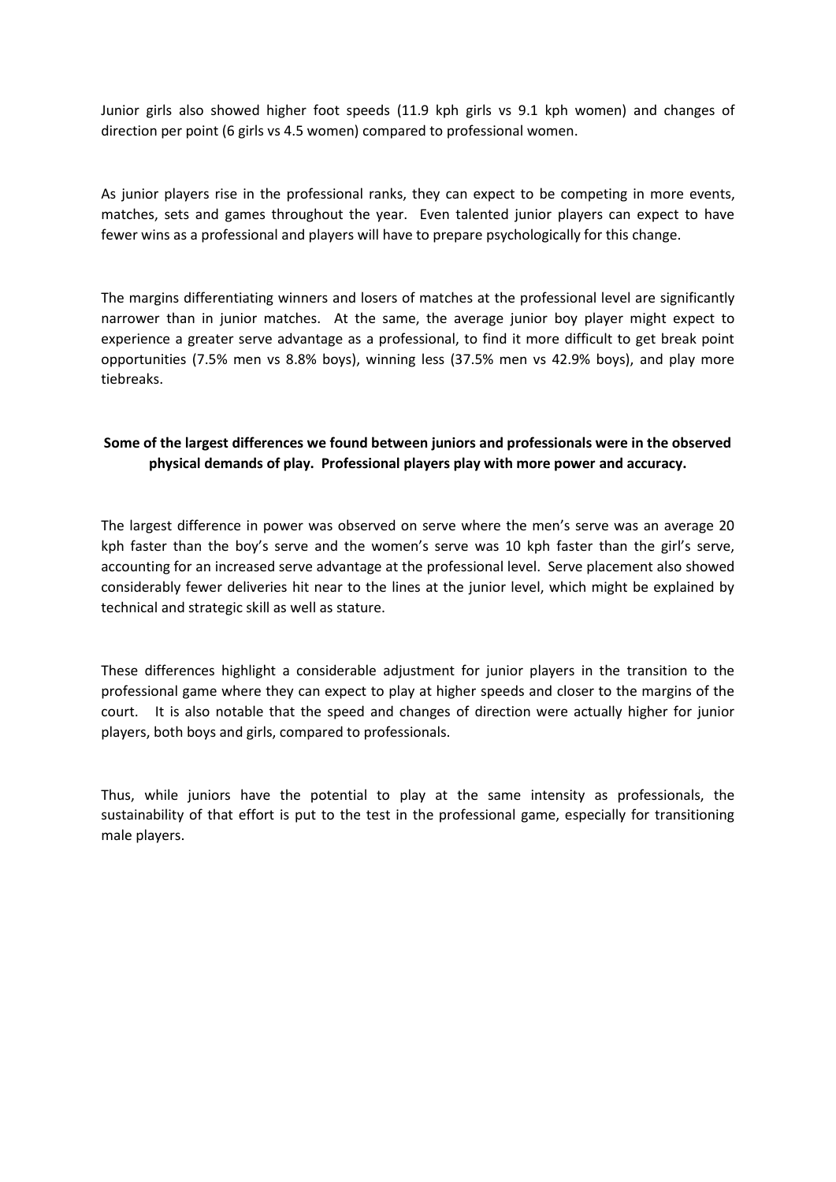Junior girls also showed higher foot speeds (11.9 kph girls vs 9.1 kph women) and changes of direction per point (6 girls vs 4.5 women) compared to professional women.

As junior players rise in the professional ranks, they can expect to be competing in more events, matches, sets and games throughout the year. Even talented junior players can expect to have fewer wins as a professional and players will have to prepare psychologically for this change.

The margins differentiating winners and losers of matches at the professional level are significantly narrower than in junior matches. At the same, the average junior boy player might expect to experience a greater serve advantage as a professional, to find it more difficult to get break point opportunities (7.5% men vs 8.8% boys), winning less (37.5% men vs 42.9% boys), and play more tiebreaks.

**Some of the largest differences we found between juniors and professionals were in the observed physical demands of play. Professional players play with more power and accuracy.**

The largest difference in power was observed on serve where the men's serve was an average 20 kph faster than the boy's serve and the women's serve was 10 kph faster than the girl's serve, accounting for an increased serve advantage at the professional level. Serve placement also showed considerably fewer deliveries hit near to the lines at the junior level, which might be explained by technical and strategic skill as well as stature.

These differences highlight a considerable adjustment for junior players in the transition to the professional game where they can expect to play at higher speeds and closer to the margins of the court. It is also notable that the speed and changes of direction were actually higher for junior players, both boys and girls, compared to professionals.

Thus, while juniors have the potential to play at the same intensity as professionals, the sustainability of that effort is put to the test in the professional game, especially for transitioning male players.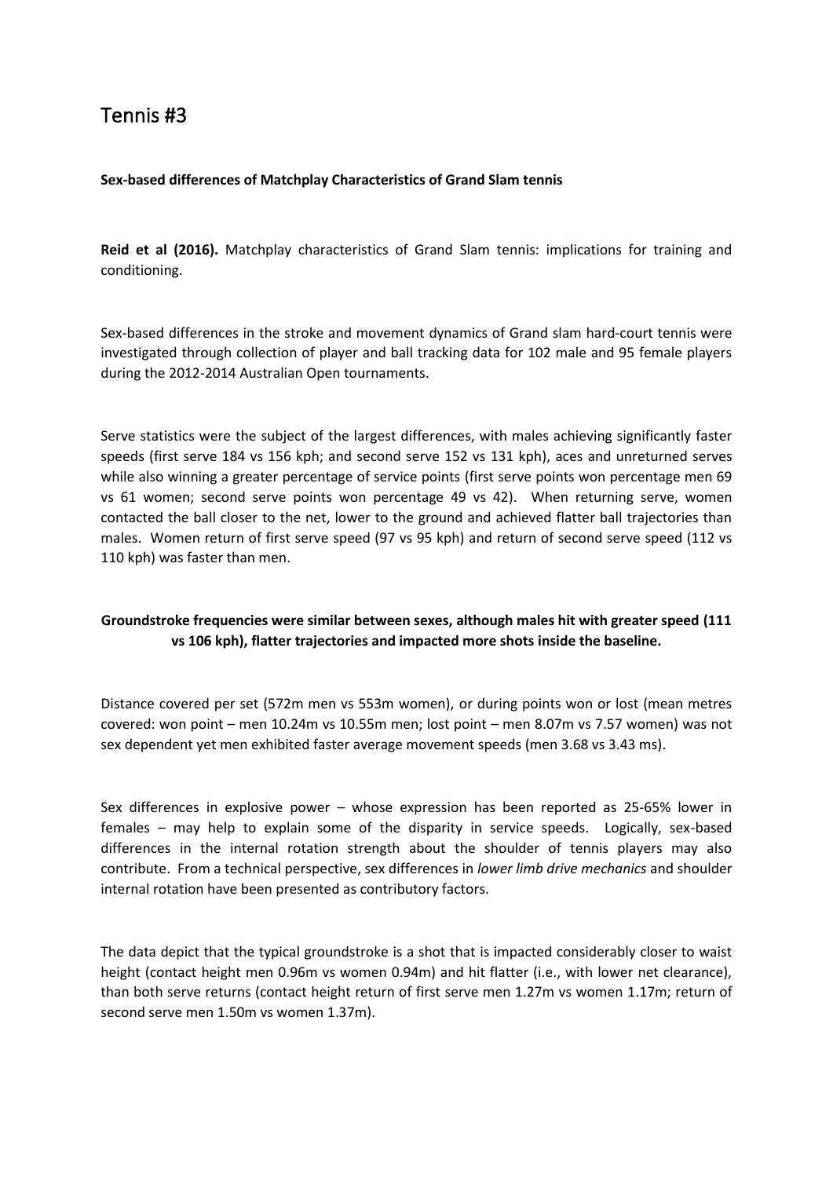# Tennis #3

**Sex-based differences of Matchplay Characteristics of Grand Slam tennis**

**Reid et al (2016).** Matchplay characteristics of Grand Slam tennis: implications for training and conditioning.

Sex-based differences in the stroke and movement dynamics of Grand slam hard-court tennis were investigated through collection of player and ball tracking data for 102 male and 95 female players during the 2012-2014 Australian Open tournaments.

Serve statistics were the subject of the largest differences, with males achieving significantly faster speeds (first serve 184 vs 156 kph; and second serve 152 vs 131 kph), aces and unreturned serves while also winning a greater percentage of service points (first serve points won percentage men 69 vs 61 women; second serve points won percentage 49 vs 42). When returning serve, women contacted the ball closer to the net, lower to the ground and achieved flatter ball trajectories than males. Women return of first serve speed (97 vs 95 kph) and return of second serve speed (112 vs 110 kph) was faster than men.

**Groundstroke frequencies were similar between sexes, although males hit with greater speed (111 vs 106 kph), flatter trajectories and impacted more shots inside the baseline.**

Distance covered per set (572m men vs 553m women), or during points won or lost (mean metres covered: won point – men 10.24m vs 10.55m men; lost point – men 8.07m vs 7.57 women) was not sex dependent yet men exhibited faster average movement speeds (men 3.68 vs 3.43 ms).

Sex differences in explosive power – whose expression has been reported as 25-65% lower in females – may help to explain some of the disparity in service speeds. Logically, sex-based differences in the internal rotation strength about the shoulder of tennis players may also contribute. From a technical perspective, sex differences in *lower limb drive mechanics* and shoulder internal rotation have been presented as contributory factors.

The data depict that the typical groundstroke is a shot that is impacted considerably closer to waist height (contact height men 0.96m vs women 0.94m) and hit flatter (i.e., with lower net clearance), than both serve returns (contact height return of first serve men 1.27m vs women 1.17m; return of second serve men 1.50m vs women 1.37m).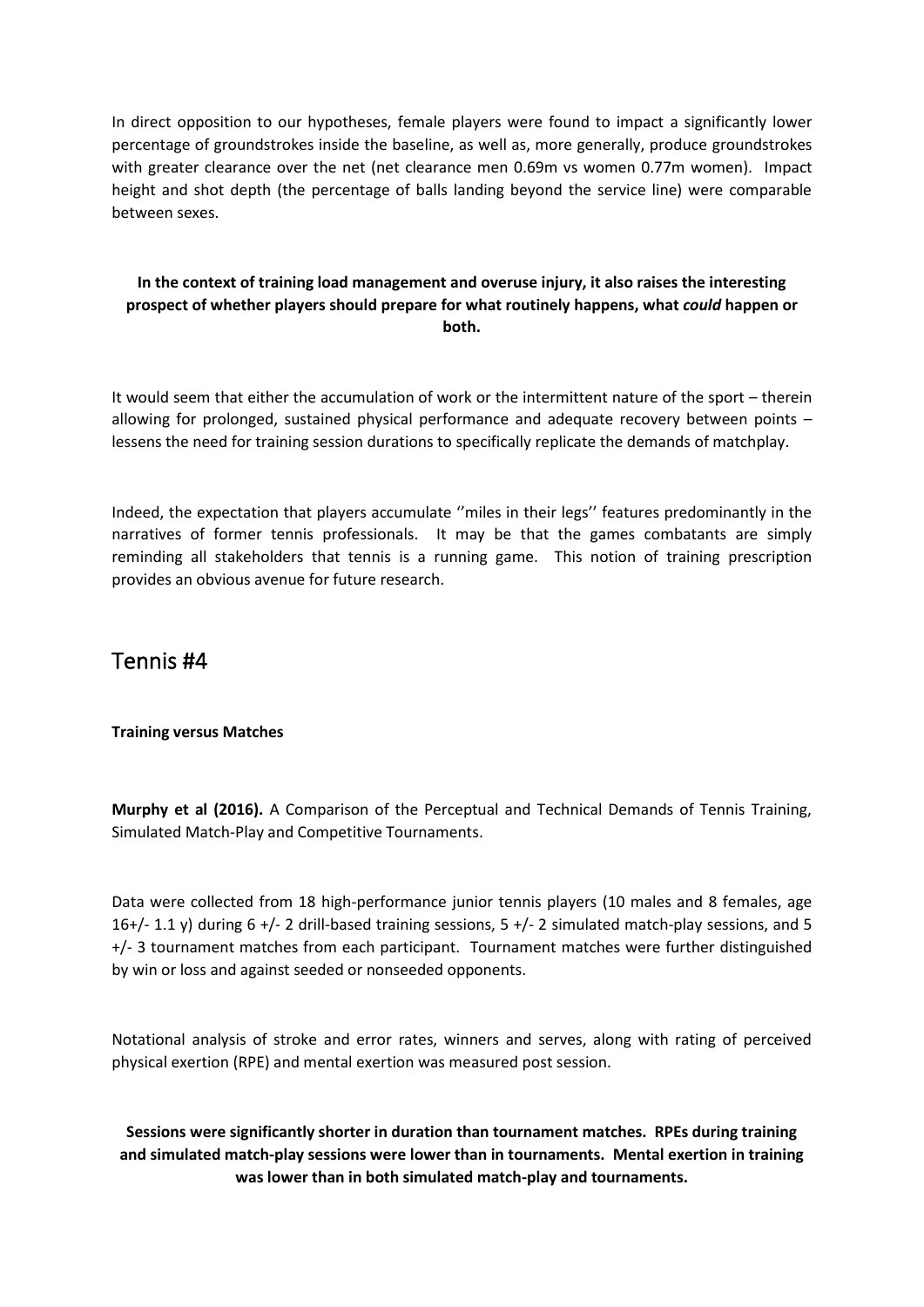In direct opposition to our hypotheses, female players were found to impact a significantly lower percentage of groundstrokes inside the baseline, as well as, more generally, produce groundstrokes with greater clearance over the net (net clearance men 0.69m vs women 0.77m women). Impact height and shot depth (the percentage of balls landing beyond the service line) were comparable between sexes.

**In the context of training load management and overuse injury, it also raises the interesting prospect of whether players should prepare for what routinely happens, what *could* happen or both.**

It would seem that either the accumulation of work or the intermittent nature of the sport – therein allowing for prolonged, sustained physical performance and adequate recovery between points – lessens the need for training session durations to specifically replicate the demands of matchplay.

Indeed, the expectation that players accumulate ''miles in their legs'' features predominantly in the narratives of former tennis professionals. It may be that the games combatants are simply reminding all stakeholders that tennis is a running game. This notion of training prescription provides an obvious avenue for future research.

## Tennis #4

**Training versus Matches**

**Murphy et al (2016).** A Comparison of the Perceptual and Technical Demands of Tennis Training, Simulated Match-Play and Competitive Tournaments.

Data were collected from 18 high-performance junior tennis players (10 males and 8 females, age 16+/- 1.1 y) during 6 +/- 2 drill-based training sessions, 5 +/- 2 simulated match-play sessions, and 5 +/- 3 tournament matches from each participant. Tournament matches were further distinguished by win or loss and against seeded or nonseeded opponents.

Notational analysis of stroke and error rates, winners and serves, along with rating of perceived physical exertion (RPE) and mental exertion was measured post session.

**Sessions were significantly shorter in duration than tournament matches. RPEs during training and simulated match-play sessions were lower than in tournaments. Mental exertion in training was lower than in both simulated match-play and tournaments.**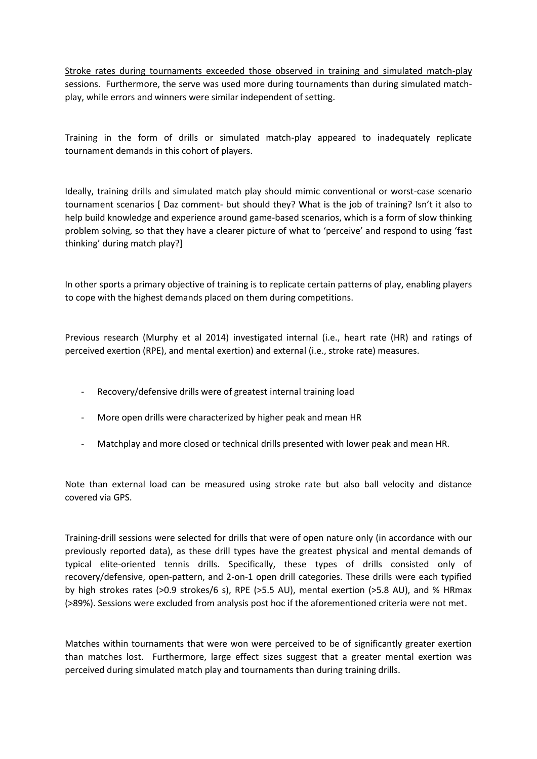<u>Stroke rates during tournaments exceeded those observed in training and simulated match-play</u> sessions. Furthermore, the serve was used more during tournaments than during simulated match-play, while errors and winners were similar independent of setting.

Training in the form of drills or simulated match-play appeared to inadequately replicate tournament demands in this cohort of players.

Ideally, training drills and simulated match play should mimic conventional or worst-case scenario tournament scenarios [ Daz comment- but should they? What is the job of training? Isn't it also to help build knowledge and experience around game-based scenarios, which is a form of slow thinking problem solving, so that they have a clearer picture of what to 'perceive' and respond to using 'fast thinking' during match play?]

In other sports a primary objective of training is to replicate certain patterns of play, enabling players to cope with the highest demands placed on them during competitions.

Previous research (Murphy et al 2014) investigated internal (i.e., heart rate (HR) and ratings of perceived exertion (RPE), and mental exertion) and external (i.e., stroke rate) measures.

- Recovery/defensive drills were of greatest internal training load
- More open drills were characterized by higher peak and mean HR
- Matchplay and more closed or technical drills presented with lower peak and mean HR.

Note than external load can be measured using stroke rate but also ball velocity and distance covered via GPS.

Training-drill sessions were selected for drills that were of open nature only (in accordance with our previously reported data), as these drill types have the greatest physical and mental demands of typical elite-oriented tennis drills. Specifically, these types of drills consisted only of recovery/defensive, open-pattern, and 2-on-1 open drill categories. These drills were each typified by high strokes rates (>0.9 strokes/6 s), RPE (>5.5 AU), mental exertion (>5.8 AU), and % HRmax (>89%). Sessions were excluded from analysis post hoc if the aforementioned criteria were not met.

Matches within tournaments that were won were perceived to be of significantly greater exertion than matches lost. Furthermore, large effect sizes suggest that a greater mental exertion was perceived during simulated match play and tournaments than during training drills.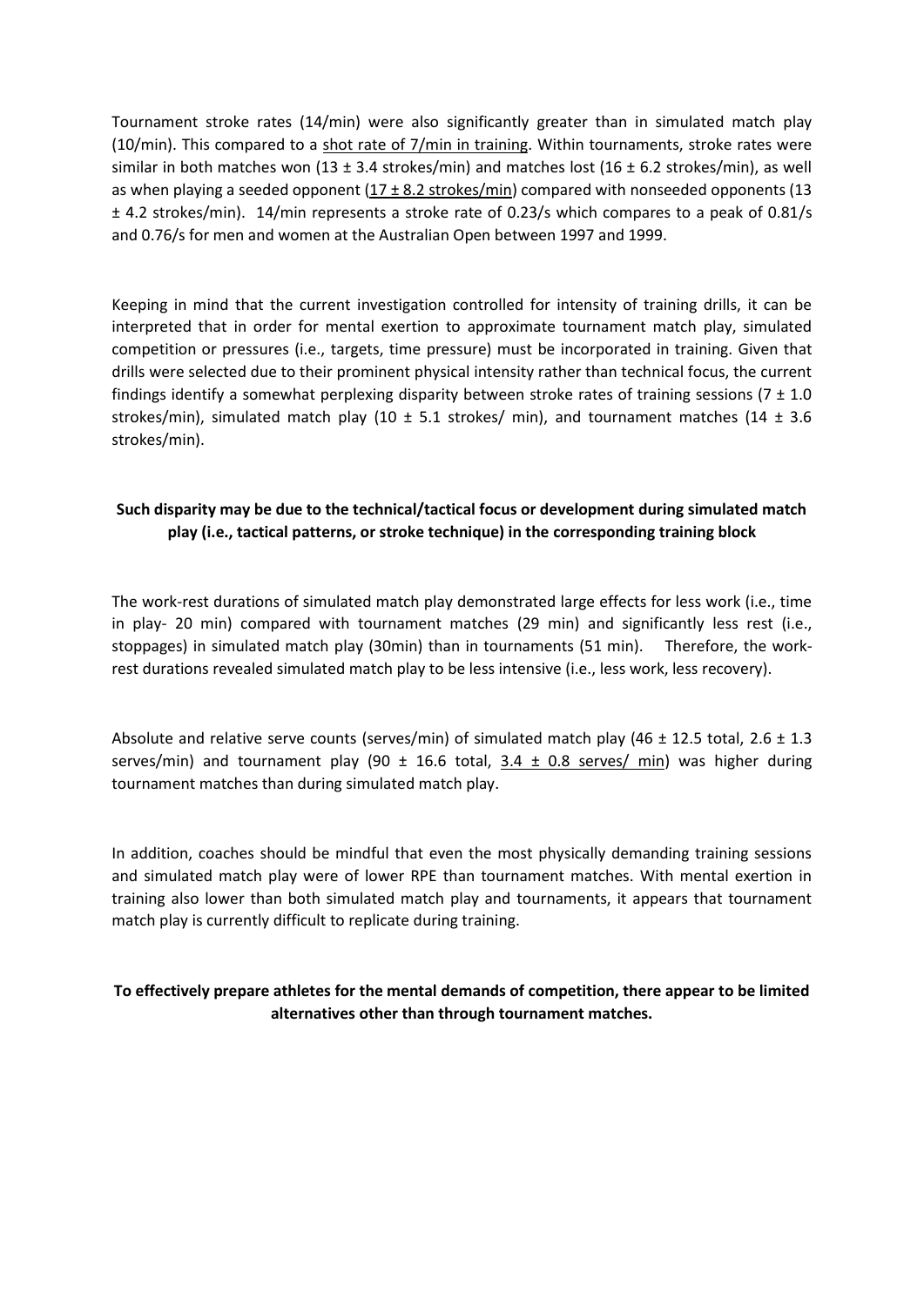Tournament stroke rates (14/min) were also significantly greater than in simulated match play (10/min). This compared to a <u>shot rate of 7/min in training</u>. Within tournaments, stroke rates were similar in both matches won (13 ± 3.4 strokes/min) and matches lost (16 ± 6.2 strokes/min), as well as when playing a seeded opponent (<u>17 ± 8.2 strokes/min</u>) compared with nonseeded opponents (13 ± 4.2 strokes/min). 14/min represents a stroke rate of 0.23/s which compares to a peak of 0.81/s and 0.76/s for men and women at the Australian Open between 1997 and 1999.

Keeping in mind that the current investigation controlled for intensity of training drills, it can be interpreted that in order for mental exertion to approximate tournament match play, simulated competition or pressures (i.e., targets, time pressure) must be incorporated in training. Given that drills were selected due to their prominent physical intensity rather than technical focus, the current findings identify a somewhat perplexing disparity between stroke rates of training sessions (7 ± 1.0 strokes/min), simulated match play (10 ± 5.1 strokes/ min), and tournament matches (14 ± 3.6 strokes/min).

**Such disparity may be due to the technical/tactical focus or development during simulated match play (i.e., tactical patterns, or stroke technique) in the corresponding training block**

The work-rest durations of simulated match play demonstrated large effects for less work (i.e., time in play- 20 min) compared with tournament matches (29 min) and significantly less rest (i.e., stoppages) in simulated match play (30min) than in tournaments (51 min). Therefore, the work-rest durations revealed simulated match play to be less intensive (i.e., less work, less recovery).

Absolute and relative serve counts (serves/min) of simulated match play (46 ± 12.5 total, 2.6 ± 1.3 serves/min) and tournament play (90 ± 16.6 total, <u>3.4 ± 0.8 serves/ min</u>) was higher during tournament matches than during simulated match play.

In addition, coaches should be mindful that even the most physically demanding training sessions and simulated match play were of lower RPE than tournament matches. With mental exertion in training also lower than both simulated match play and tournaments, it appears that tournament match play is currently difficult to replicate during training.

**To effectively prepare athletes for the mental demands of competition, there appear to be limited alternatives other than through tournament matches.**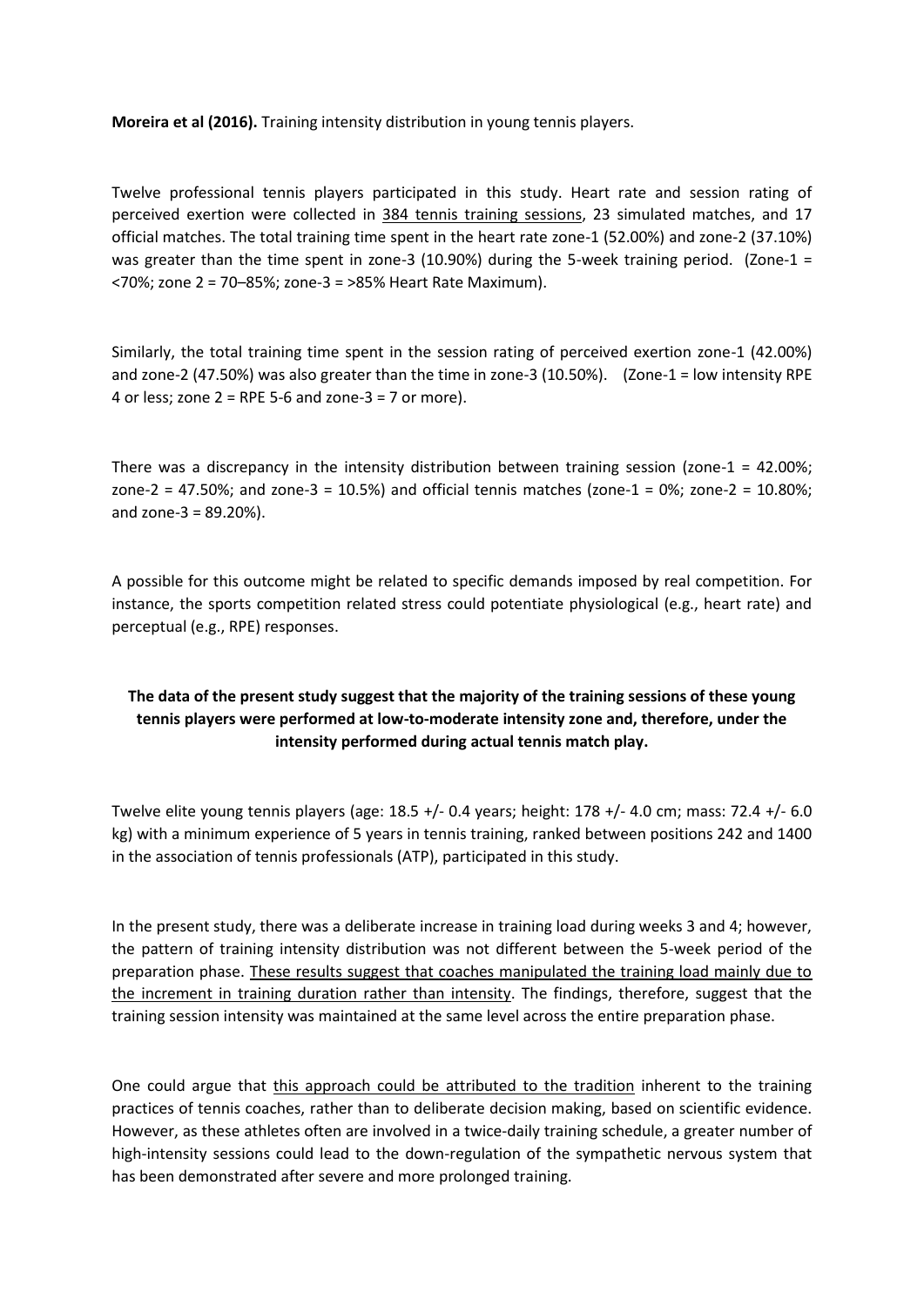**Moreira et al (2016).** Training intensity distribution in young tennis players.

Twelve professional tennis players participated in this study. Heart rate and session rating of perceived exertion were collected in <u>384 tennis training sessions</u>, 23 simulated matches, and 17 official matches. The total training time spent in the heart rate zone-1 (52.00%) and zone-2 (37.10%) was greater than the time spent in zone-3 (10.90%) during the 5-week training period. (Zone-1 = <70%; zone 2 = 70–85%; zone-3 = >85% Heart Rate Maximum).

Similarly, the total training time spent in the session rating of perceived exertion zone-1 (42.00%) and zone-2 (47.50%) was also greater than the time in zone-3 (10.50%). (Zone-1 = low intensity RPE 4 or less; zone 2 = RPE 5-6 and zone-3 = 7 or more).

There was a discrepancy in the intensity distribution between training session (zone-1 = 42.00%; zone-2 = 47.50%; and zone-3 = 10.5%) and official tennis matches (zone-1 = 0%; zone-2 = 10.80%; and zone-3 = 89.20%).

A possible for this outcome might be related to specific demands imposed by real competition. For instance, the sports competition related stress could potentiate physiological (e.g., heart rate) and perceptual (e.g., RPE) responses.

**The data of the present study suggest that the majority of the training sessions of these young tennis players were performed at low-to-moderate intensity zone and, therefore, under the intensity performed during actual tennis match play.**

Twelve elite young tennis players (age: 18.5 +/- 0.4 years; height: 178 +/- 4.0 cm; mass: 72.4 +/- 6.0 kg) with a minimum experience of 5 years in tennis training, ranked between positions 242 and 1400 in the association of tennis professionals (ATP), participated in this study.

In the present study, there was a deliberate increase in training load during weeks 3 and 4; however, the pattern of training intensity distribution was not different between the 5-week period of the preparation phase. <u>These results suggest that coaches manipulated the training load mainly due to the increment in training duration rather than intensity</u>. The findings, therefore, suggest that the training session intensity was maintained at the same level across the entire preparation phase.

One could argue that <u>this approach could be attributed to the tradition</u> inherent to the training practices of tennis coaches, rather than to deliberate decision making, based on scientific evidence. However, as these athletes often are involved in a twice-daily training schedule, a greater number of high-intensity sessions could lead to the down-regulation of the sympathetic nervous system that has been demonstrated after severe and more prolonged training.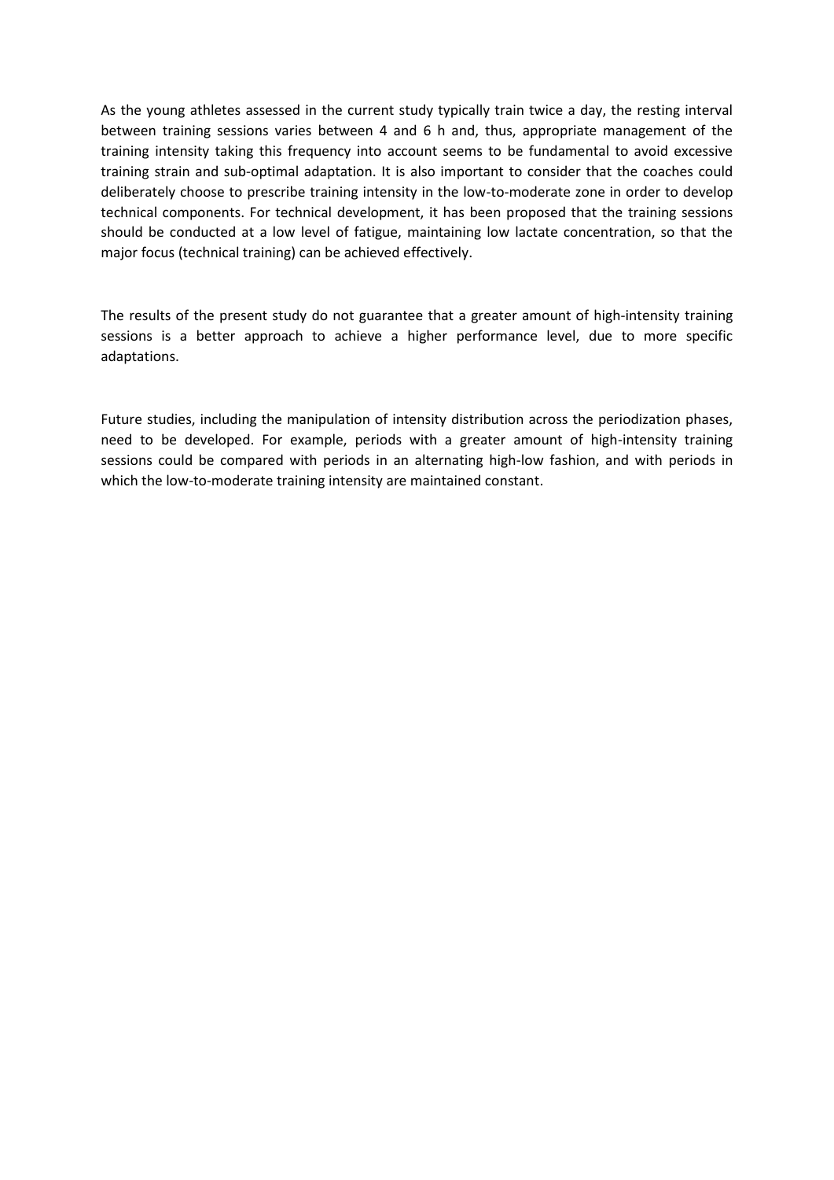As the young athletes assessed in the current study typically train twice a day, the resting interval between training sessions varies between 4 and 6 h and, thus, appropriate management of the training intensity taking this frequency into account seems to be fundamental to avoid excessive training strain and sub-optimal adaptation. It is also important to consider that the coaches could deliberately choose to prescribe training intensity in the low-to-moderate zone in order to develop technical components. For technical development, it has been proposed that the training sessions should be conducted at a low level of fatigue, maintaining low lactate concentration, so that the major focus (technical training) can be achieved effectively.

The results of the present study do not guarantee that a greater amount of high-intensity training sessions is a better approach to achieve a higher performance level, due to more specific adaptations.

Future studies, including the manipulation of intensity distribution across the periodization phases, need to be developed. For example, periods with a greater amount of high-intensity training sessions could be compared with periods in an alternating high-low fashion, and with periods in which the low-to-moderate training intensity are maintained constant.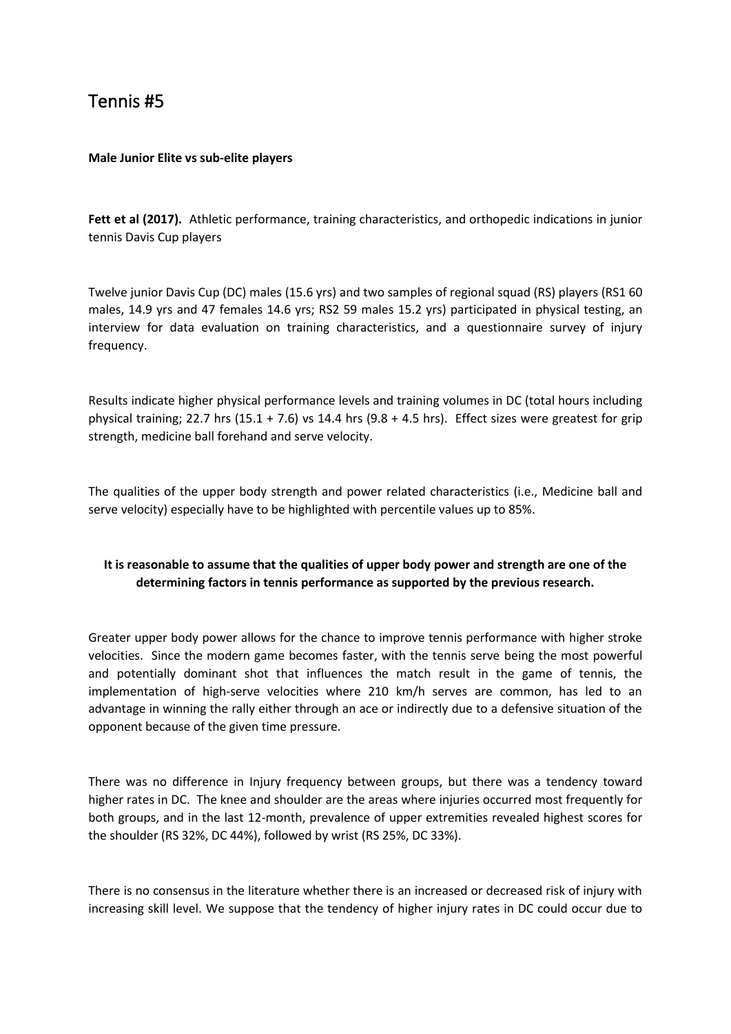# Tennis #5

**Male Junior Elite vs sub-elite players**

**Fett et al (2017).** Athletic performance, training characteristics, and orthopedic indications in junior tennis Davis Cup players

Twelve junior Davis Cup (DC) males (15.6 yrs) and two samples of regional squad (RS) players (RS1 60 males, 14.9 yrs and 47 females 14.6 yrs; RS2 59 males 15.2 yrs) participated in physical testing, an interview for data evaluation on training characteristics, and a questionnaire survey of injury frequency.

Results indicate higher physical performance levels and training volumes in DC (total hours including physical training; 22.7 hrs (15.1 + 7.6) vs 14.4 hrs (9.8 + 4.5 hrs). Effect sizes were greatest for grip strength, medicine ball forehand and serve velocity.

The qualities of the upper body strength and power related characteristics (i.e., Medicine ball and serve velocity) especially have to be highlighted with percentile values up to 85%.

**It is reasonable to assume that the qualities of upper body power and strength are one of the determining factors in tennis performance as supported by the previous research.**

Greater upper body power allows for the chance to improve tennis performance with higher stroke velocities. Since the modern game becomes faster, with the tennis serve being the most powerful and potentially dominant shot that influences the match result in the game of tennis, the implementation of high-serve velocities where 210 km/h serves are common, has led to an advantage in winning the rally either through an ace or indirectly due to a defensive situation of the opponent because of the given time pressure.

There was no difference in Injury frequency between groups, but there was a tendency toward higher rates in DC. The knee and shoulder are the areas where injuries occurred most frequently for both groups, and in the last 12-month, prevalence of upper extremities revealed highest scores for the shoulder (RS 32%, DC 44%), followed by wrist (RS 25%, DC 33%).

There is no consensus in the literature whether there is an increased or decreased risk of injury with increasing skill level. We suppose that the tendency of higher injury rates in DC could occur due to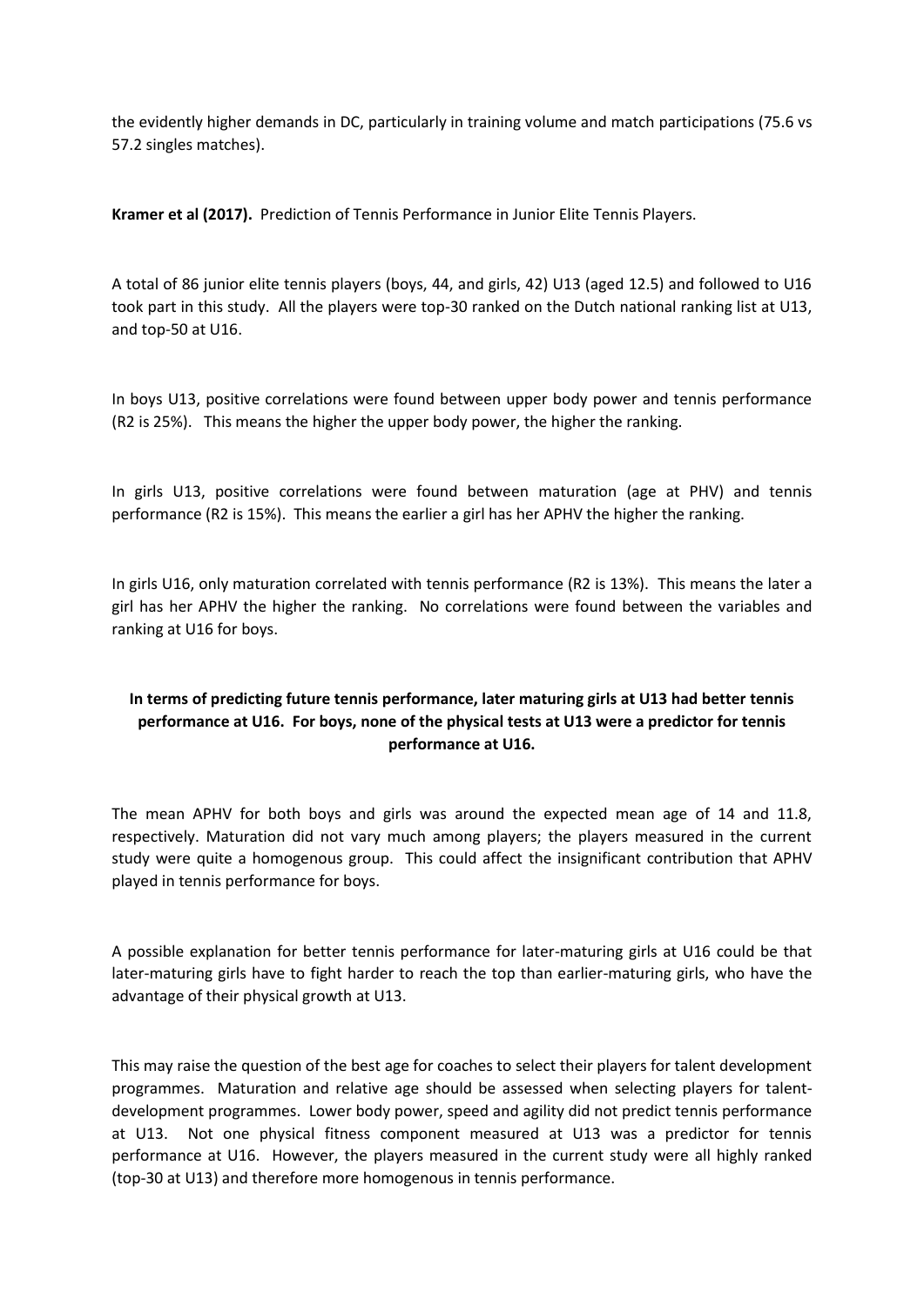the evidently higher demands in DC, particularly in training volume and match participations (75.6 vs 57.2 singles matches).

**Kramer et al (2017).** Prediction of Tennis Performance in Junior Elite Tennis Players.

A total of 86 junior elite tennis players (boys, 44, and girls, 42) U13 (aged 12.5) and followed to U16 took part in this study. All the players were top-30 ranked on the Dutch national ranking list at U13, and top-50 at U16.

In boys U13, positive correlations were found between upper body power and tennis performance (R2 is 25%). This means the higher the upper body power, the higher the ranking.

In girls U13, positive correlations were found between maturation (age at PHV) and tennis performance (R2 is 15%). This means the earlier a girl has her APHV the higher the ranking.

In girls U16, only maturation correlated with tennis performance (R2 is 13%). This means the later a girl has her APHV the higher the ranking. No correlations were found between the variables and ranking at U16 for boys.

**In terms of predicting future tennis performance, later maturing girls at U13 had better tennis performance at U16. For boys, none of the physical tests at U13 were a predictor for tennis performance at U16.**

The mean APHV for both boys and girls was around the expected mean age of 14 and 11.8, respectively. Maturation did not vary much among players; the players measured in the current study were quite a homogenous group. This could affect the insignificant contribution that APHV played in tennis performance for boys.

A possible explanation for better tennis performance for later-maturing girls at U16 could be that later-maturing girls have to fight harder to reach the top than earlier-maturing girls, who have the advantage of their physical growth at U13.

This may raise the question of the best age for coaches to select their players for talent development programmes. Maturation and relative age should be assessed when selecting players for talent-development programmes. Lower body power, speed and agility did not predict tennis performance at U13. Not one physical fitness component measured at U13 was a predictor for tennis performance at U16. However, the players measured in the current study were all highly ranked (top-30 at U13) and therefore more homogenous in tennis performance.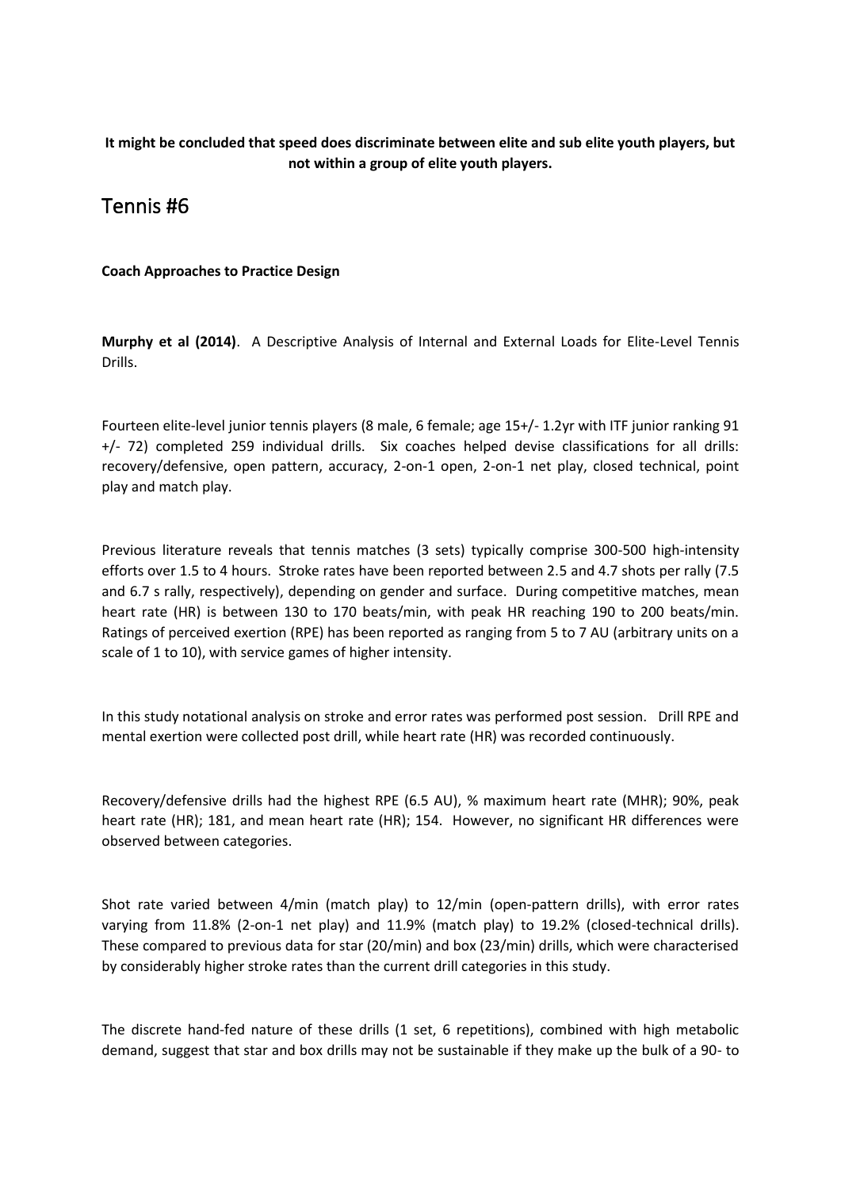**It might be concluded that speed does discriminate between elite and sub elite youth players, but not within a group of elite youth players.**

# Tennis #6

**Coach Approaches to Practice Design**

**Murphy et al (2014)**. A Descriptive Analysis of Internal and External Loads for Elite-Level Tennis Drills.

Fourteen elite-level junior tennis players (8 male, 6 female; age 15+/- 1.2yr with ITF junior ranking 91 +/- 72) completed 259 individual drills. Six coaches helped devise classifications for all drills: recovery/defensive, open pattern, accuracy, 2-on-1 open, 2-on-1 net play, closed technical, point play and match play.

Previous literature reveals that tennis matches (3 sets) typically comprise 300-500 high-intensity efforts over 1.5 to 4 hours. Stroke rates have been reported between 2.5 and 4.7 shots per rally (7.5 and 6.7 s rally, respectively), depending on gender and surface. During competitive matches, mean heart rate (HR) is between 130 to 170 beats/min, with peak HR reaching 190 to 200 beats/min. Ratings of perceived exertion (RPE) has been reported as ranging from 5 to 7 AU (arbitrary units on a scale of 1 to 10), with service games of higher intensity.

In this study notational analysis on stroke and error rates was performed post session. Drill RPE and mental exertion were collected post drill, while heart rate (HR) was recorded continuously.

Recovery/defensive drills had the highest RPE (6.5 AU), % maximum heart rate (MHR); 90%, peak heart rate (HR); 181, and mean heart rate (HR); 154. However, no significant HR differences were observed between categories.

Shot rate varied between 4/min (match play) to 12/min (open-pattern drills), with error rates varying from 11.8% (2-on-1 net play) and 11.9% (match play) to 19.2% (closed-technical drills). These compared to previous data for star (20/min) and box (23/min) drills, which were characterised by considerably higher stroke rates than the current drill categories in this study.

The discrete hand-fed nature of these drills (1 set, 6 repetitions), combined with high metabolic demand, suggest that star and box drills may not be sustainable if they make up the bulk of a 90- to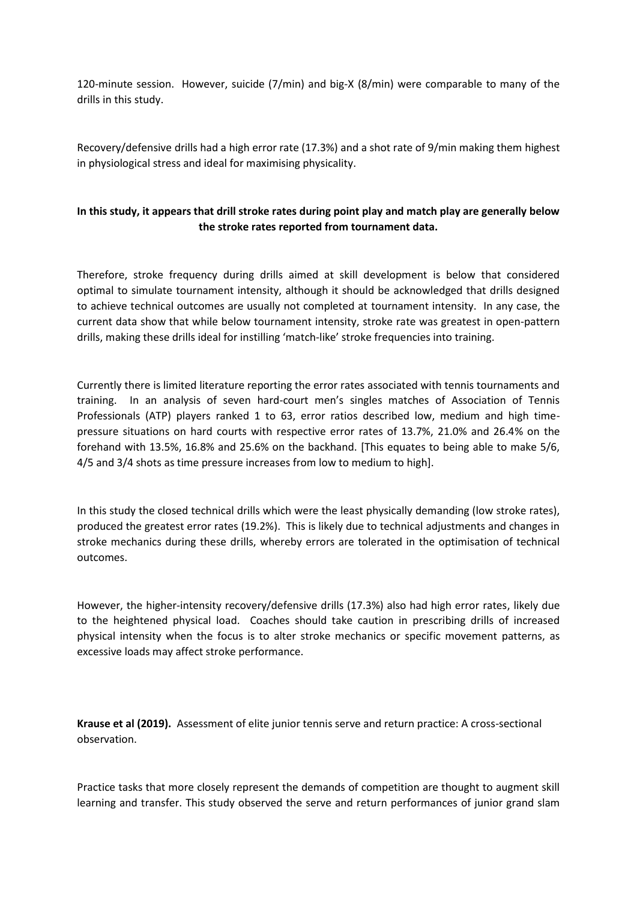120-minute session. However, suicide (7/min) and big-X (8/min) were comparable to many of the drills in this study.

Recovery/defensive drills had a high error rate (17.3%) and a shot rate of 9/min making them highest in physiological stress and ideal for maximising physicality.

**In this study, it appears that drill stroke rates during point play and match play are generally below the stroke rates reported from tournament data.**

Therefore, stroke frequency during drills aimed at skill development is below that considered optimal to simulate tournament intensity, although it should be acknowledged that drills designed to achieve technical outcomes are usually not completed at tournament intensity. In any case, the current data show that while below tournament intensity, stroke rate was greatest in open-pattern drills, making these drills ideal for instilling 'match-like' stroke frequencies into training.

Currently there is limited literature reporting the error rates associated with tennis tournaments and training. In an analysis of seven hard-court men's singles matches of Association of Tennis Professionals (ATP) players ranked 1 to 63, error ratios described low, medium and high time-pressure situations on hard courts with respective error rates of 13.7%, 21.0% and 26.4% on the forehand with 13.5%, 16.8% and 25.6% on the backhand. [This equates to being able to make 5/6, 4/5 and 3/4 shots as time pressure increases from low to medium to high].

In this study the closed technical drills which were the least physically demanding (low stroke rates), produced the greatest error rates (19.2%). This is likely due to technical adjustments and changes in stroke mechanics during these drills, whereby errors are tolerated in the optimisation of technical outcomes.

However, the higher-intensity recovery/defensive drills (17.3%) also had high error rates, likely due to the heightened physical load. Coaches should take caution in prescribing drills of increased physical intensity when the focus is to alter stroke mechanics or specific movement patterns, as excessive loads may affect stroke performance.

**Krause et al (2019).** Assessment of elite junior tennis serve and return practice: A cross-sectional observation.

Practice tasks that more closely represent the demands of competition are thought to augment skill learning and transfer. This study observed the serve and return performances of junior grand slam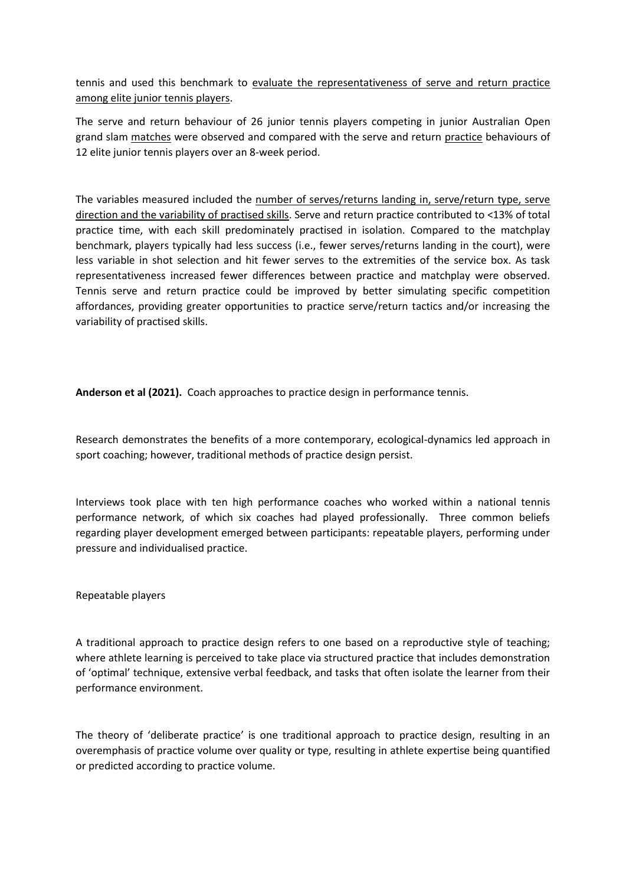tennis and used this benchmark to <u>evaluate the representativeness of serve and return practice among elite junior tennis players</u>.

The serve and return behaviour of 26 junior tennis players competing in junior Australian Open grand slam <u>matches</u> were observed and compared with the serve and return <u>practice</u> behaviours of 12 elite junior tennis players over an 8-week period.

The variables measured included the <u>number of serves/returns landing in, serve/return type, serve direction and the variability of practised skills</u>. Serve and return practice contributed to <13% of total practice time, with each skill predominately practised in isolation. Compared to the matchplay benchmark, players typically had less success (i.e., fewer serves/returns landing in the court), were less variable in shot selection and hit fewer serves to the extremities of the service box. As task representativeness increased fewer differences between practice and matchplay were observed. Tennis serve and return practice could be improved by better simulating specific competition affordances, providing greater opportunities to practice serve/return tactics and/or increasing the variability of practised skills.

**Anderson et al (2021).** Coach approaches to practice design in performance tennis.

Research demonstrates the benefits of a more contemporary, ecological-dynamics led approach in sport coaching; however, traditional methods of practice design persist.

Interviews took place with ten high performance coaches who worked within a national tennis performance network, of which six coaches had played professionally. Three common beliefs regarding player development emerged between participants: repeatable players, performing under pressure and individualised practice.

Repeatable players

A traditional approach to practice design refers to one based on a reproductive style of teaching; where athlete learning is perceived to take place via structured practice that includes demonstration of 'optimal' technique, extensive verbal feedback, and tasks that often isolate the learner from their performance environment.

The theory of 'deliberate practice' is one traditional approach to practice design, resulting in an overemphasis of practice volume over quality or type, resulting in athlete expertise being quantified or predicted according to practice volume.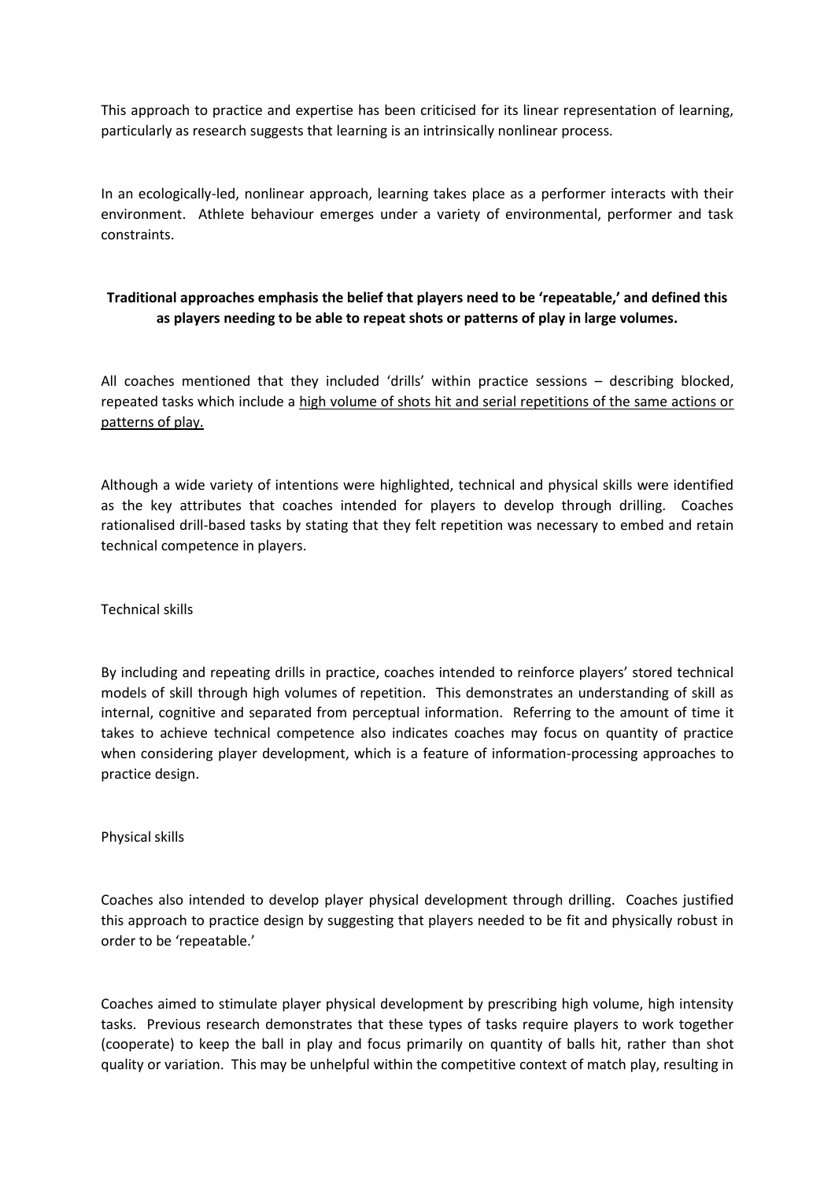This approach to practice and expertise has been criticised for its linear representation of learning, particularly as research suggests that learning is an intrinsically nonlinear process.

In an ecologically-led, nonlinear approach, learning takes place as a performer interacts with their environment. Athlete behaviour emerges under a variety of environmental, performer and task constraints.

**Traditional approaches emphasis the belief that players need to be 'repeatable,' and defined this as players needing to be able to repeat shots or patterns of play in large volumes.**

All coaches mentioned that they included 'drills' within practice sessions – describing blocked, repeated tasks which include a <u>high volume of shots hit and serial repetitions of the same actions or patterns of play.</u>

Although a wide variety of intentions were highlighted, technical and physical skills were identified as the key attributes that coaches intended for players to develop through drilling. Coaches rationalised drill-based tasks by stating that they felt repetition was necessary to embed and retain technical competence in players.

Technical skills

By including and repeating drills in practice, coaches intended to reinforce players' stored technical models of skill through high volumes of repetition. This demonstrates an understanding of skill as internal, cognitive and separated from perceptual information. Referring to the amount of time it takes to achieve technical competence also indicates coaches may focus on quantity of practice when considering player development, which is a feature of information-processing approaches to practice design.

Physical skills

Coaches also intended to develop player physical development through drilling. Coaches justified this approach to practice design by suggesting that players needed to be fit and physically robust in order to be 'repeatable.'

Coaches aimed to stimulate player physical development by prescribing high volume, high intensity tasks. Previous research demonstrates that these types of tasks require players to work together (cooperate) to keep the ball in play and focus primarily on quantity of balls hit, rather than shot quality or variation. This may be unhelpful within the competitive context of match play, resulting in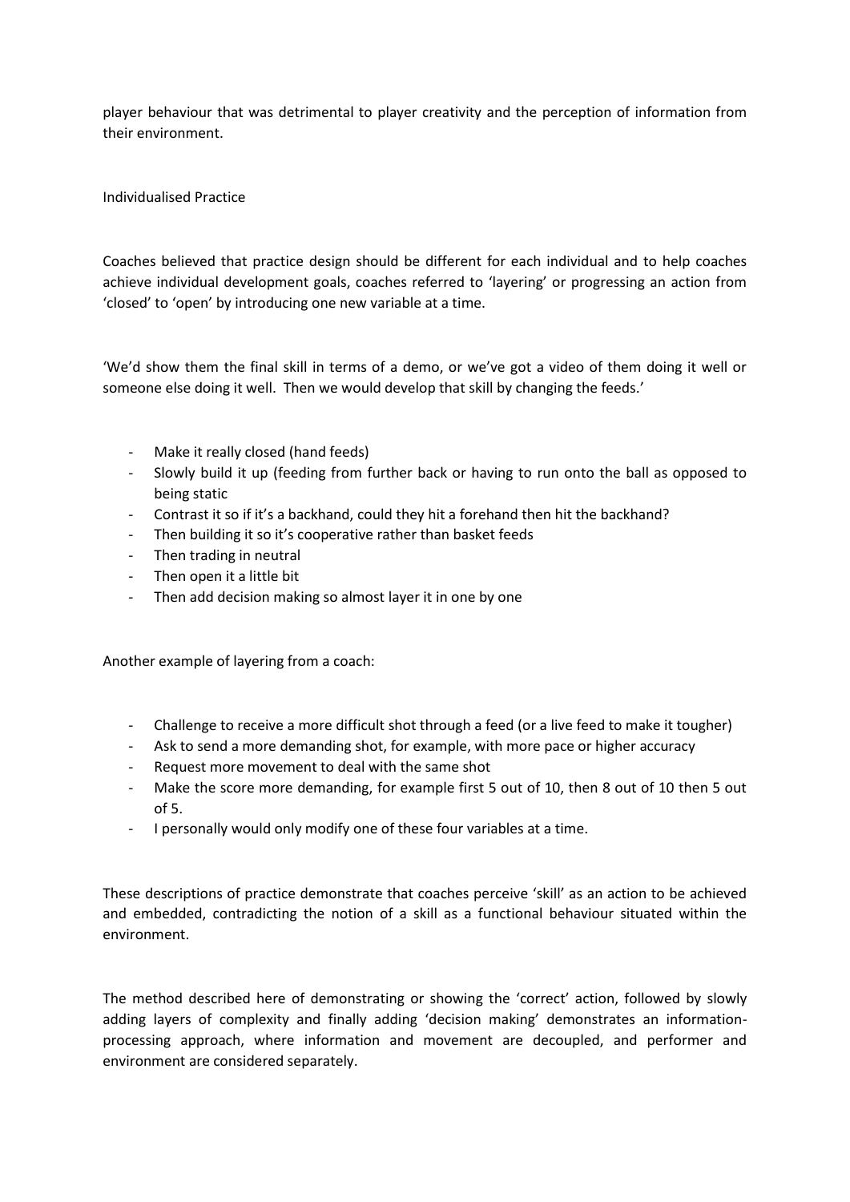player behaviour that was detrimental to player creativity and the perception of information from their environment.

## Individualised Practice

Coaches believed that practice design should be different for each individual and to help coaches achieve individual development goals, coaches referred to 'layering' or progressing an action from 'closed' to 'open' by introducing one new variable at a time.

'We'd show them the final skill in terms of a demo, or we've got a video of them doing it well or someone else doing it well. Then we would develop that skill by changing the feeds.'

- Make it really closed (hand feeds)
- Slowly build it up (feeding from further back or having to run onto the ball as opposed to being static
- Contrast it so if it's a backhand, could they hit a forehand then hit the backhand?
- Then building it so it's cooperative rather than basket feeds
- Then trading in neutral
- Then open it a little bit
- Then add decision making so almost layer it in one by one

Another example of layering from a coach:

- Challenge to receive a more difficult shot through a feed (or a live feed to make it tougher)
- Ask to send a more demanding shot, for example, with more pace or higher accuracy
- Request more movement to deal with the same shot
- Make the score more demanding, for example first 5 out of 10, then 8 out of 10 then 5 out of 5.
- I personally would only modify one of these four variables at a time.

These descriptions of practice demonstrate that coaches perceive 'skill' as an action to be achieved and embedded, contradicting the notion of a skill as a functional behaviour situated within the environment.

The method described here of demonstrating or showing the 'correct' action, followed by slowly adding layers of complexity and finally adding 'decision making' demonstrates an information-processing approach, where information and movement are decoupled, and performer and environment are considered separately.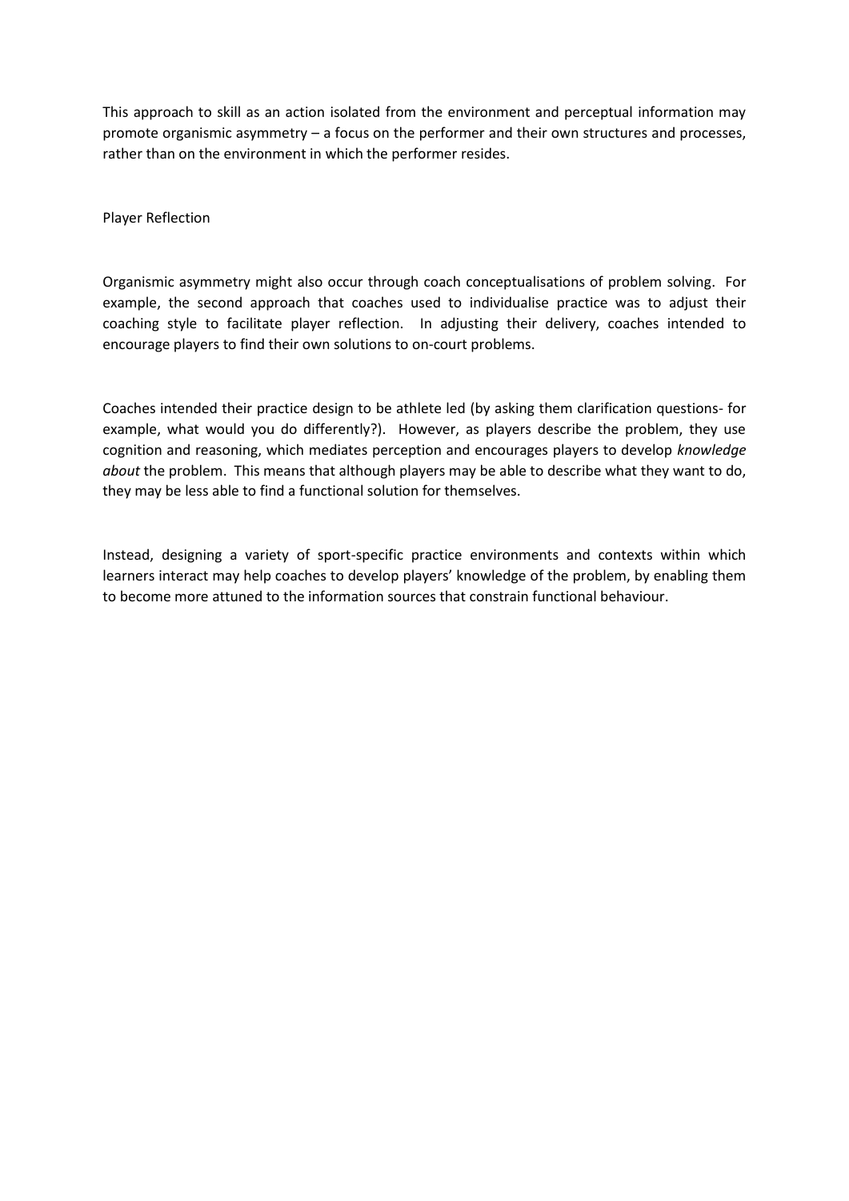This approach to skill as an action isolated from the environment and perceptual information may promote organismic asymmetry – a focus on the performer and their own structures and processes, rather than on the environment in which the performer resides.

## Player Reflection

Organismic asymmetry might also occur through coach conceptualisations of problem solving. For example, the second approach that coaches used to individualise practice was to adjust their coaching style to facilitate player reflection. In adjusting their delivery, coaches intended to encourage players to find their own solutions to on-court problems.

Coaches intended their practice design to be athlete led (by asking them clarification questions- for example, what would you do differently?). However, as players describe the problem, they use cognition and reasoning, which mediates perception and encourages players to develop *knowledge about* the problem. This means that although players may be able to describe what they want to do, they may be less able to find a functional solution for themselves.

Instead, designing a variety of sport-specific practice environments and contexts within which learners interact may help coaches to develop players' knowledge of the problem, by enabling them to become more attuned to the information sources that constrain functional behaviour.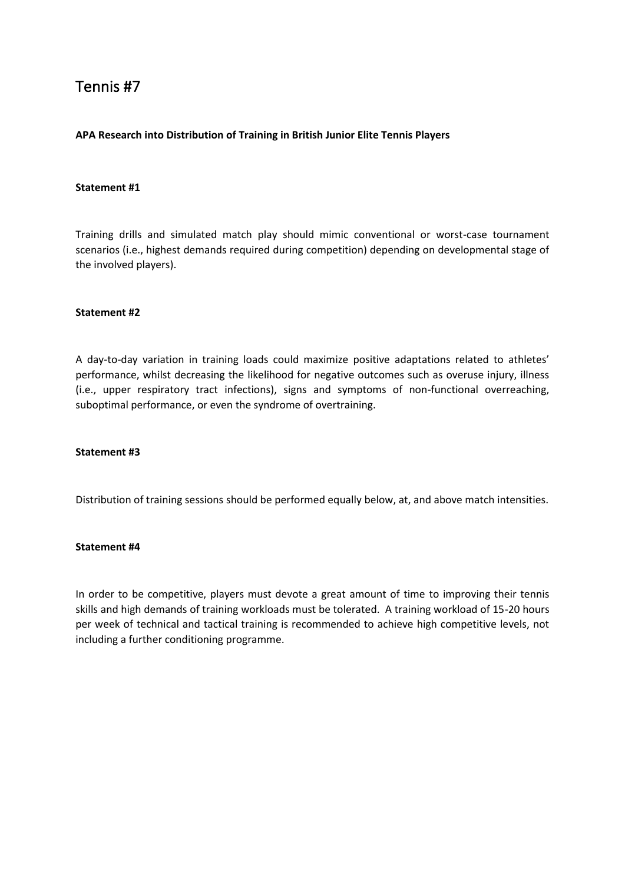# Tennis #7

**APA Research into Distribution of Training in British Junior Elite Tennis Players**

**Statement #1**

Training drills and simulated match play should mimic conventional or worst-case tournament scenarios (i.e., highest demands required during competition) depending on developmental stage of the involved players).

**Statement #2**

A day-to-day variation in training loads could maximize positive adaptations related to athletes' performance, whilst decreasing the likelihood for negative outcomes such as overuse injury, illness (i.e., upper respiratory tract infections), signs and symptoms of non-functional overreaching, suboptimal performance, or even the syndrome of overtraining.

**Statement #3**

Distribution of training sessions should be performed equally below, at, and above match intensities.

**Statement #4**

In order to be competitive, players must devote a great amount of time to improving their tennis skills and high demands of training workloads must be tolerated. A training workload of 15-20 hours per week of technical and tactical training is recommended to achieve high competitive levels, not including a further conditioning programme.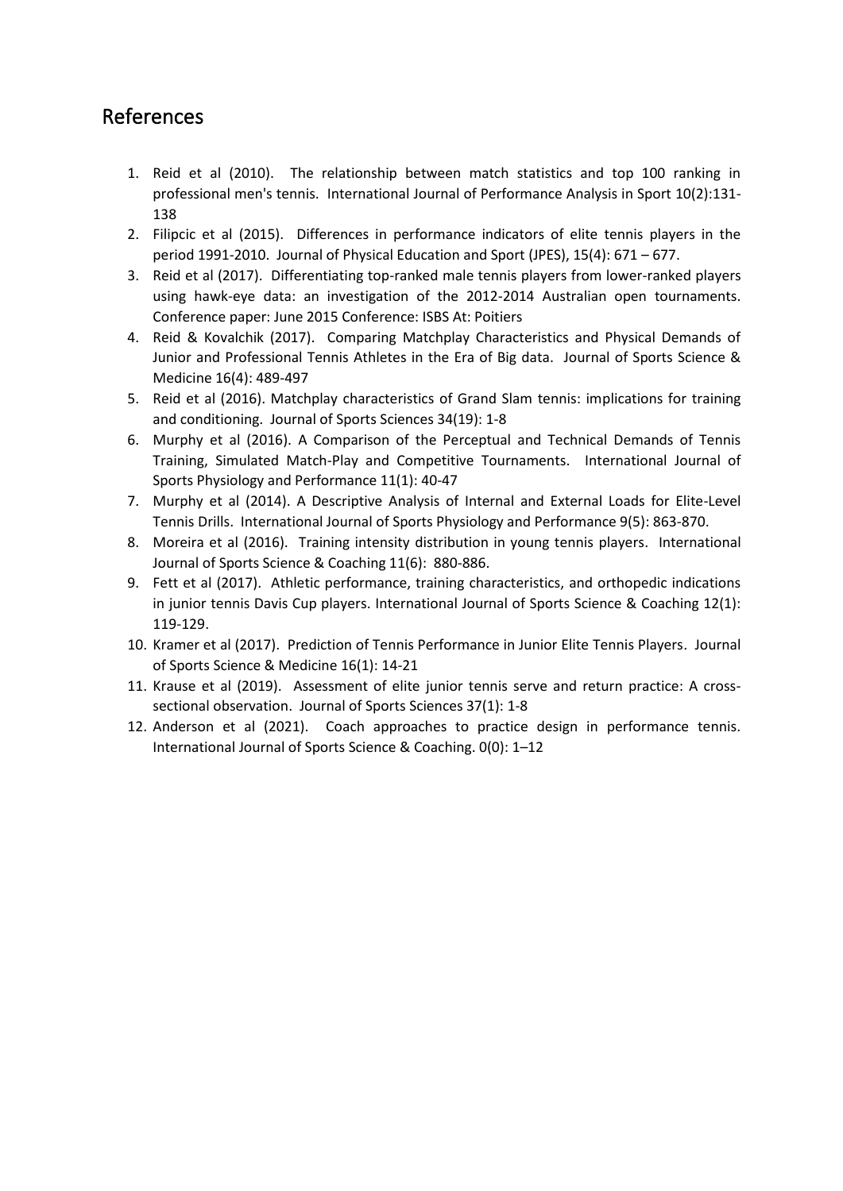# References

1. Reid et al (2010). The relationship between match statistics and top 100 ranking in professional men's tennis. International Journal of Performance Analysis in Sport 10(2):131-138
2. Filipcic et al (2015). Differences in performance indicators of elite tennis players in the period 1991-2010. Journal of Physical Education and Sport (JPES), 15(4): 671 – 677.
3. Reid et al (2017). Differentiating top-ranked male tennis players from lower-ranked players using hawk-eye data: an investigation of the 2012-2014 Australian open tournaments. Conference paper: June 2015 Conference: ISBS At: Poitiers
4. Reid & Kovalchik (2017). Comparing Matchplay Characteristics and Physical Demands of Junior and Professional Tennis Athletes in the Era of Big data. Journal of Sports Science & Medicine 16(4): 489-497
5. Reid et al (2016). Matchplay characteristics of Grand Slam tennis: implications for training and conditioning. Journal of Sports Sciences 34(19): 1-8
6. Murphy et al (2016). A Comparison of the Perceptual and Technical Demands of Tennis Training, Simulated Match-Play and Competitive Tournaments. International Journal of Sports Physiology and Performance 11(1): 40-47
7. Murphy et al (2014). A Descriptive Analysis of Internal and External Loads for Elite-Level Tennis Drills. International Journal of Sports Physiology and Performance 9(5): 863-870.
8. Moreira et al (2016). Training intensity distribution in young tennis players. International Journal of Sports Science & Coaching 11(6): 880-886.
9. Fett et al (2017). Athletic performance, training characteristics, and orthopedic indications in junior tennis Davis Cup players. International Journal of Sports Science & Coaching 12(1): 119-129.
10. Kramer et al (2017). Prediction of Tennis Performance in Junior Elite Tennis Players. Journal of Sports Science & Medicine 16(1): 14-21
11. Krause et al (2019). Assessment of elite junior tennis serve and return practice: A cross-sectional observation. Journal of Sports Sciences 37(1): 1-8
12. Anderson et al (2021). Coach approaches to practice design in performance tennis. International Journal of Sports Science & Coaching. 0(0): 1–12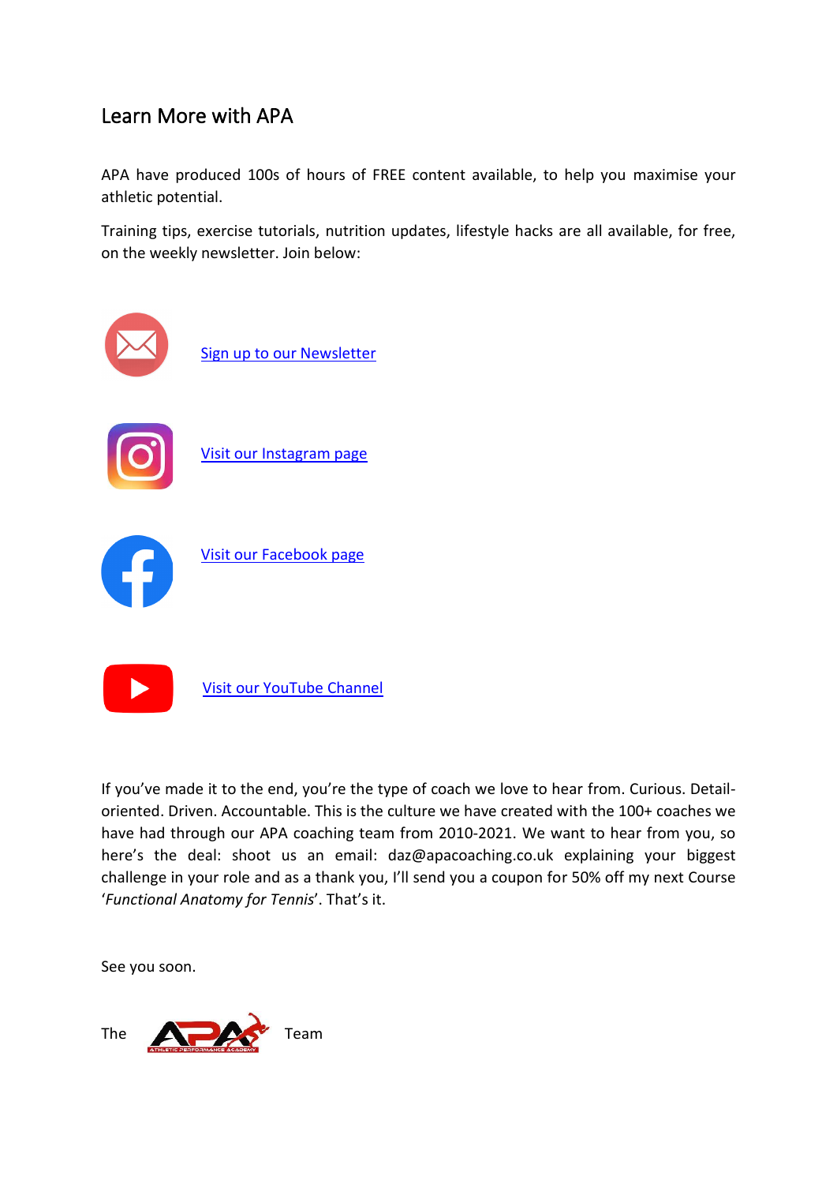## Learn More with APA

APA have produced 100s of hours of FREE content available, to help you maximise your athletic potential.

Training tips, exercise tutorials, nutrition updates, lifestyle hacks are all available, for free, on the weekly newsletter. Join below:

Sign up to our Newsletter

Visit our Instagram page

Visit our Facebook page

Visit our YouTube Channel

If you've made it to the end, you're the type of coach we love to hear from. Curious. Detail-oriented. Driven. Accountable. This is the culture we have created with the 100+ coaches we have had through our APA coaching team from 2010-2021. We want to hear from you, so here's the deal: shoot us an email: daz@apacoaching.co.uk explaining your biggest challenge in your role and as a thank you, I'll send you a coupon for 50% off my next Course '*Functional Anatomy for Tennis*'. That's it.

See you soon.

The APA Team